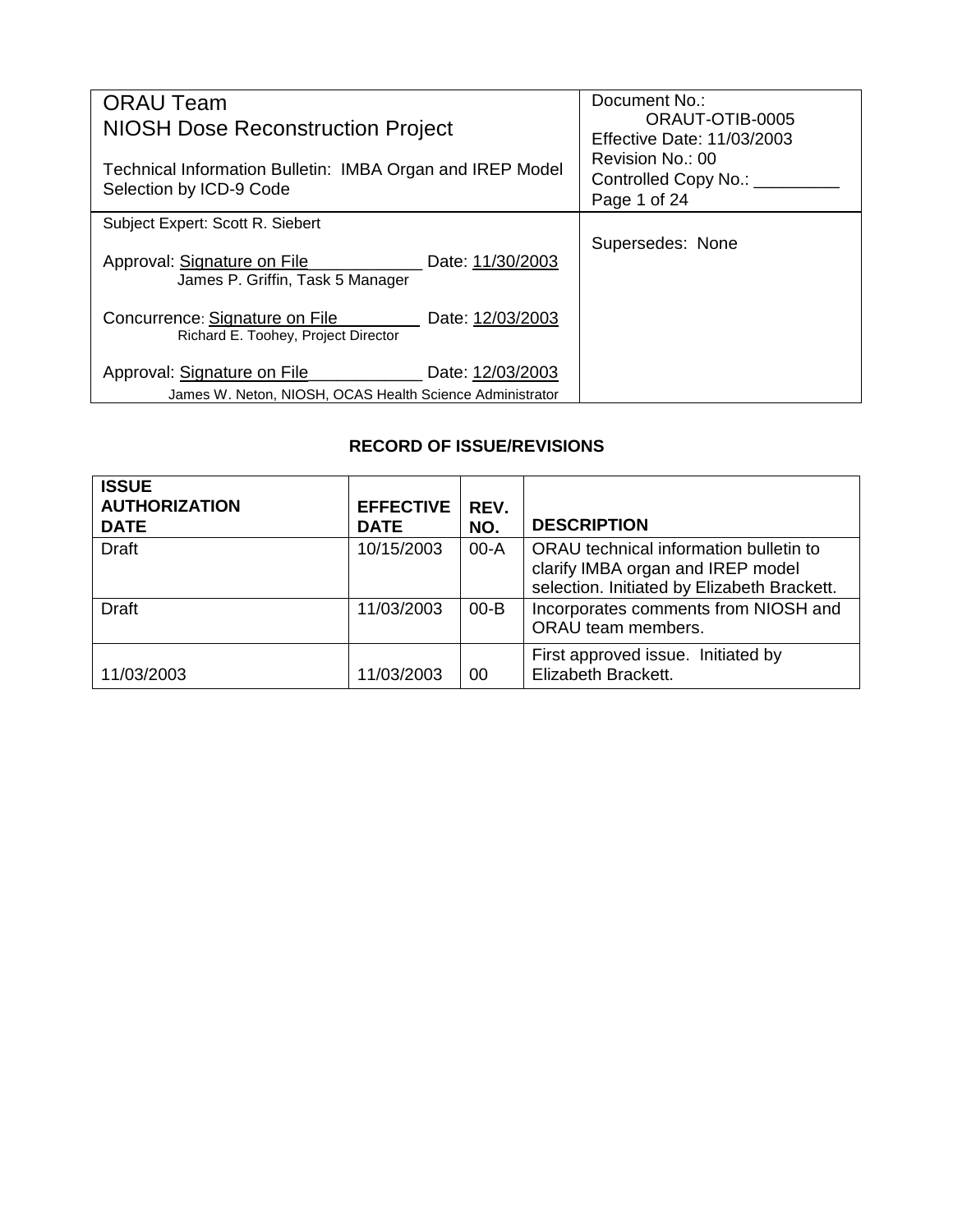| ORAU Team<br>NIOSH Dose Reconstruction Project<br><br>Technical Information Bulletin: IMBA Organ and IREP Model Selection by ICD-9 Code | Document No.: ORAUT-OTIB-0005<br>Effective Date: 11/03/2003<br>Revision No.: 00<br>Controlled Copy No.: _________<br>Page 1 of 24 |
|---|---|
| Subject Expert: Scott R. Siebert<br><br>Approval: Signature on File____________ Date: 11/30/2003<br>James P. Griffin, Task 5 Manager<br><br>Concurrence: Signature on File_________ Date: 12/03/2003<br>Richard E. Toohey, Project Director<br><br>Approval: Signature on File____________ Date: 12/03/2003<br>James W. Neton, NIOSH, OCAS Health Science Administrator | Supersedes: None |

**RECORD OF ISSUE/REVISIONS**

| ISSUE AUTHORIZATION DATE | EFFECTIVE DATE | REV. NO. | DESCRIPTION |
|---|---|---|---|
| Draft | 10/15/2003 | 00-A | ORAU technical information bulletin to clarify IMBA organ and IREP model selection. Initiated by Elizabeth Brackett. |
| Draft | 11/03/2003 | 00-B | Incorporates comments from NIOSH and ORAU team members. |
| 11/03/2003 | 11/03/2003 | 00 | First approved issue. Initiated by Elizabeth Brackett. |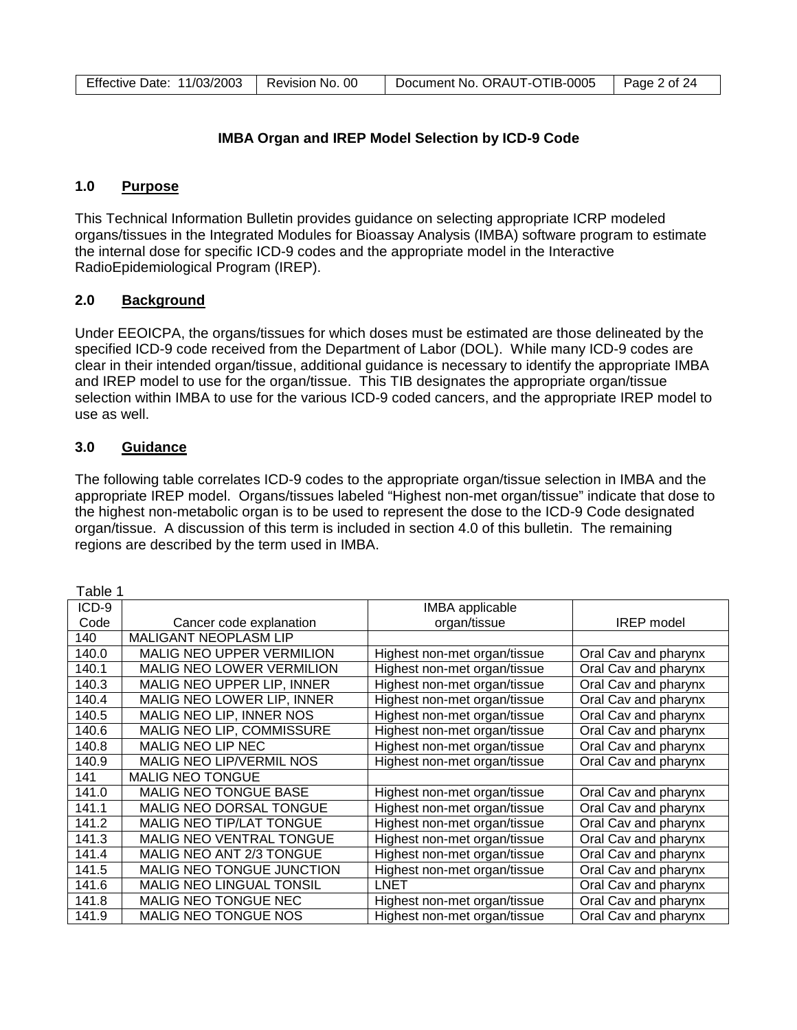## IMBA Organ and IREP Model Selection by ICD-9 Code

### 1.0 Purpose

This Technical Information Bulletin provides guidance on selecting appropriate ICRP modeled organs/tissues in the Integrated Modules for Bioassay Analysis (IMBA) software program to estimate the internal dose for specific ICD-9 codes and the appropriate model in the Interactive RadioEpidemiological Program (IREP).

### 2.0 Background

Under EEOICPA, the organs/tissues for which doses must be estimated are those delineated by the specified ICD-9 code received from the Department of Labor (DOL). While many ICD-9 codes are clear in their intended organ/tissue, additional guidance is necessary to identify the appropriate IMBA and IREP model to use for the organ/tissue. This TIB designates the appropriate organ/tissue selection within IMBA to use for the various ICD-9 coded cancers, and the appropriate IREP model to use as well.

### 3.0 Guidance

The following table correlates ICD-9 codes to the appropriate organ/tissue selection in IMBA and the appropriate IREP model. Organs/tissues labeled "Highest non-met organ/tissue" indicate that dose to the highest non-metabolic organ is to be used to represent the dose to the ICD-9 Code designated organ/tissue. A discussion of this term is included in section 4.0 of this bulletin. The remaining regions are described by the term used in IMBA.

Table 1

| ICD-9 Code | Cancer code explanation | IMBA applicable organ/tissue | IREP model |
|---|---|---|---|
| 140 | MALIGANT NEOPLASM LIP | | |
| 140.0 | MALIG NEO UPPER VERMILION | Highest non-met organ/tissue | Oral Cav and pharynx |
| 140.1 | MALIG NEO LOWER VERMILION | Highest non-met organ/tissue | Oral Cav and pharynx |
| 140.3 | MALIG NEO UPPER LIP, INNER | Highest non-met organ/tissue | Oral Cav and pharynx |
| 140.4 | MALIG NEO LOWER LIP, INNER | Highest non-met organ/tissue | Oral Cav and pharynx |
| 140.5 | MALIG NEO LIP, INNER NOS | Highest non-met organ/tissue | Oral Cav and pharynx |
| 140.6 | MALIG NEO LIP, COMMISSURE | Highest non-met organ/tissue | Oral Cav and pharynx |
| 140.8 | MALIG NEO LIP NEC | Highest non-met organ/tissue | Oral Cav and pharynx |
| 140.9 | MALIG NEO LIP/VERMIL NOS | Highest non-met organ/tissue | Oral Cav and pharynx |
| 141 | MALIG NEO TONGUE | | |
| 141.0 | MALIG NEO TONGUE BASE | Highest non-met organ/tissue | Oral Cav and pharynx |
| 141.1 | MALIG NEO DORSAL TONGUE | Highest non-met organ/tissue | Oral Cav and pharynx |
| 141.2 | MALIG NEO TIP/LAT TONGUE | Highest non-met organ/tissue | Oral Cav and pharynx |
| 141.3 | MALIG NEO VENTRAL TONGUE | Highest non-met organ/tissue | Oral Cav and pharynx |
| 141.4 | MALIG NEO ANT 2/3 TONGUE | Highest non-met organ/tissue | Oral Cav and pharynx |
| 141.5 | MALIG NEO TONGUE JUNCTION | Highest non-met organ/tissue | Oral Cav and pharynx |
| 141.6 | MALIG NEO LINGUAL TONSIL | LNET | Oral Cav and pharynx |
| 141.8 | MALIG NEO TONGUE NEC | Highest non-met organ/tissue | Oral Cav and pharynx |
| 141.9 | MALIG NEO TONGUE NOS | Highest non-met organ/tissue | Oral Cav and pharynx |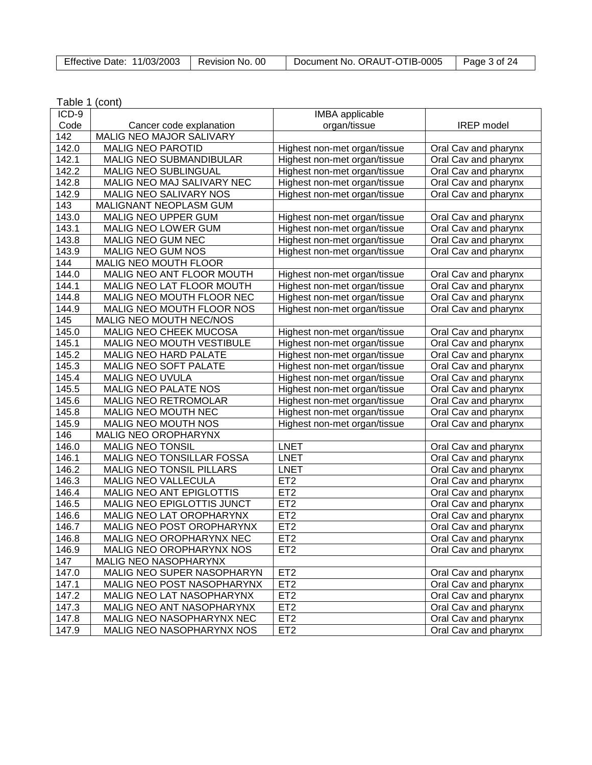Table 1 (cont)

| ICD-9 Code | Cancer code explanation | IMBA applicable organ/tissue | IREP model |
|---|---|---|---|
| 142 | MALIG NEO MAJOR SALIVARY | | |
| 142.0 | MALIG NEO PAROTID | Highest non-met organ/tissue | Oral Cav and pharynx |
| 142.1 | MALIG NEO SUBMANDIBULAR | Highest non-met organ/tissue | Oral Cav and pharynx |
| 142.2 | MALIG NEO SUBLINGUAL | Highest non-met organ/tissue | Oral Cav and pharynx |
| 142.8 | MALIG NEO MAJ SALIVARY NEC | Highest non-met organ/tissue | Oral Cav and pharynx |
| 142.9 | MALIG NEO SALIVARY NOS | Highest non-met organ/tissue | Oral Cav and pharynx |
| 143 | MALIGNANT NEOPLASM GUM | | |
| 143.0 | MALIG NEO UPPER GUM | Highest non-met organ/tissue | Oral Cav and pharynx |
| 143.1 | MALIG NEO LOWER GUM | Highest non-met organ/tissue | Oral Cav and pharynx |
| 143.8 | MALIG NEO GUM NEC | Highest non-met organ/tissue | Oral Cav and pharynx |
| 143.9 | MALIG NEO GUM NOS | Highest non-met organ/tissue | Oral Cav and pharynx |
| 144 | MALIG NEO MOUTH FLOOR | | |
| 144.0 | MALIG NEO ANT FLOOR MOUTH | Highest non-met organ/tissue | Oral Cav and pharynx |
| 144.1 | MALIG NEO LAT FLOOR MOUTH | Highest non-met organ/tissue | Oral Cav and pharynx |
| 144.8 | MALIG NEO MOUTH FLOOR NEC | Highest non-met organ/tissue | Oral Cav and pharynx |
| 144.9 | MALIG NEO MOUTH FLOOR NOS | Highest non-met organ/tissue | Oral Cav and pharynx |
| 145 | MALIG NEO MOUTH NEC/NOS | | |
| 145.0 | MALIG NEO CHEEK MUCOSA | Highest non-met organ/tissue | Oral Cav and pharynx |
| 145.1 | MALIG NEO MOUTH VESTIBULE | Highest non-met organ/tissue | Oral Cav and pharynx |
| 145.2 | MALIG NEO HARD PALATE | Highest non-met organ/tissue | Oral Cav and pharynx |
| 145.3 | MALIG NEO SOFT PALATE | Highest non-met organ/tissue | Oral Cav and pharynx |
| 145.4 | MALIG NEO UVULA | Highest non-met organ/tissue | Oral Cav and pharynx |
| 145.5 | MALIG NEO PALATE NOS | Highest non-met organ/tissue | Oral Cav and pharynx |
| 145.6 | MALIG NEO RETROMOLAR | Highest non-met organ/tissue | Oral Cav and pharynx |
| 145.8 | MALIG NEO MOUTH NEC | Highest non-met organ/tissue | Oral Cav and pharynx |
| 145.9 | MALIG NEO MOUTH NOS | Highest non-met organ/tissue | Oral Cav and pharynx |
| 146 | MALIG NEO OROPHARYNX | | |
| 146.0 | MALIG NEO TONSIL | LNET | Oral Cav and pharynx |
| 146.1 | MALIG NEO TONSILLAR FOSSA | LNET | Oral Cav and pharynx |
| 146.2 | MALIG NEO TONSIL PILLARS | LNET | Oral Cav and pharynx |
| 146.3 | MALIG NEO VALLECULA | ET2 | Oral Cav and pharynx |
| 146.4 | MALIG NEO ANT EPIGLOTTIS | ET2 | Oral Cav and pharynx |
| 146.5 | MALIG NEO EPIGLOTTIS JUNCT | ET2 | Oral Cav and pharynx |
| 146.6 | MALIG NEO LAT OROPHARYNX | ET2 | Oral Cav and pharynx |
| 146.7 | MALIG NEO POST OROPHARYNX | ET2 | Oral Cav and pharynx |
| 146.8 | MALIG NEO OROPHARYNX NEC | ET2 | Oral Cav and pharynx |
| 146.9 | MALIG NEO OROPHARYNX NOS | ET2 | Oral Cav and pharynx |
| 147 | MALIG NEO NASOPHARYNX | | |
| 147.0 | MALIG NEO SUPER NASOPHARYN | ET2 | Oral Cav and pharynx |
| 147.1 | MALIG NEO POST NASOPHARYNX | ET2 | Oral Cav and pharynx |
| 147.2 | MALIG NEO LAT NASOPHARYNX | ET2 | Oral Cav and pharynx |
| 147.3 | MALIG NEO ANT NASOPHARYNX | ET2 | Oral Cav and pharynx |
| 147.8 | MALIG NEO NASOPHARYNX NEC | ET2 | Oral Cav and pharynx |
| 147.9 | MALIG NEO NASOPHARYNX NOS | ET2 | Oral Cav and pharynx |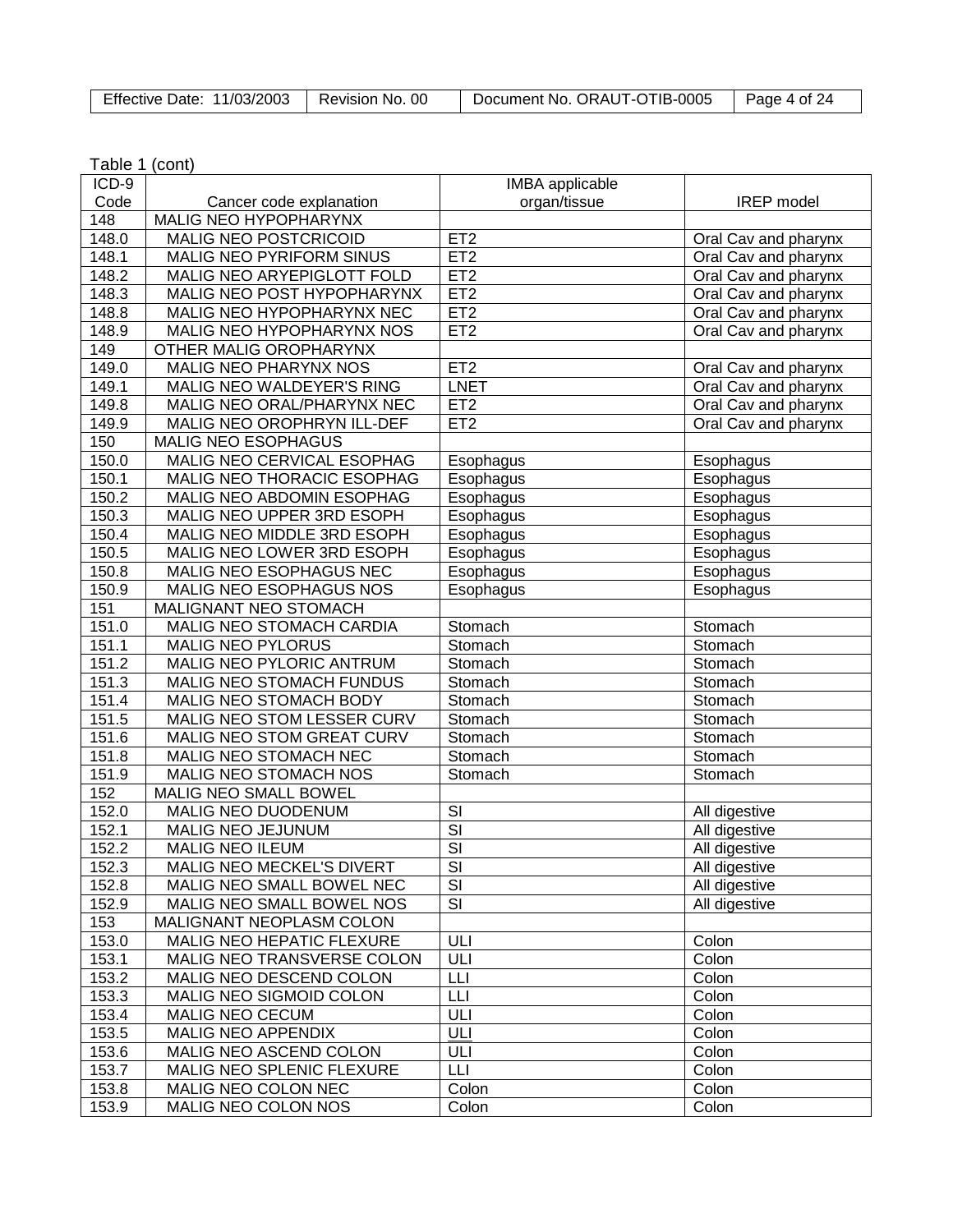Table 1 (cont)

| ICD-9 Code | Cancer code explanation | IMBA applicable organ/tissue | IREP model |
|---|---|---|---|
| 148 | MALIG NEO HYPOPHARYNX | | |
| 148.0 | MALIG NEO POSTCRICOID | ET2 | Oral Cav and pharynx |
| 148.1 | MALIG NEO PYRIFORM SINUS | ET2 | Oral Cav and pharynx |
| 148.2 | MALIG NEO ARYEPIGLOTT FOLD | ET2 | Oral Cav and pharynx |
| 148.3 | MALIG NEO POST HYPOPHARYNX | ET2 | Oral Cav and pharynx |
| 148.8 | MALIG NEO HYPOPHARYNX NEC | ET2 | Oral Cav and pharynx |
| 148.9 | MALIG NEO HYPOPHARYNX NOS | ET2 | Oral Cav and pharynx |
| 149 | OTHER MALIG OROPHARYNX | | |
| 149.0 | MALIG NEO PHARYNX NOS | ET2 | Oral Cav and pharynx |
| 149.1 | MALIG NEO WALDEYER'S RING | LNET | Oral Cav and pharynx |
| 149.8 | MALIG NEO ORAL/PHARYNX NEC | ET2 | Oral Cav and pharynx |
| 149.9 | MALIG NEO OROPHRYN ILL-DEF | ET2 | Oral Cav and pharynx |
| 150 | MALIG NEO ESOPHAGUS | | |
| 150.0 | MALIG NEO CERVICAL ESOPHAG | Esophagus | Esophagus |
| 150.1 | MALIG NEO THORACIC ESOPHAG | Esophagus | Esophagus |
| 150.2 | MALIG NEO ABDOMIN ESOPHAG | Esophagus | Esophagus |
| 150.3 | MALIG NEO UPPER 3RD ESOPH | Esophagus | Esophagus |
| 150.4 | MALIG NEO MIDDLE 3RD ESOPH | Esophagus | Esophagus |
| 150.5 | MALIG NEO LOWER 3RD ESOPH | Esophagus | Esophagus |
| 150.8 | MALIG NEO ESOPHAGUS NEC | Esophagus | Esophagus |
| 150.9 | MALIG NEO ESOPHAGUS NOS | Esophagus | Esophagus |
| 151 | MALIGNANT NEO STOMACH | | |
| 151.0 | MALIG NEO STOMACH CARDIA | Stomach | Stomach |
| 151.1 | MALIG NEO PYLORUS | Stomach | Stomach |
| 151.2 | MALIG NEO PYLORIC ANTRUM | Stomach | Stomach |
| 151.3 | MALIG NEO STOMACH FUNDUS | Stomach | Stomach |
| 151.4 | MALIG NEO STOMACH BODY | Stomach | Stomach |
| 151.5 | MALIG NEO STOM LESSER CURV | Stomach | Stomach |
| 151.6 | MALIG NEO STOM GREAT CURV | Stomach | Stomach |
| 151.8 | MALIG NEO STOMACH NEC | Stomach | Stomach |
| 151.9 | MALIG NEO STOMACH NOS | Stomach | Stomach |
| 152 | MALIG NEO SMALL BOWEL | | |
| 152.0 | MALIG NEO DUODENUM | SI | All digestive |
| 152.1 | MALIG NEO JEJUNUM | SI | All digestive |
| 152.2 | MALIG NEO ILEUM | SI | All digestive |
| 152.3 | MALIG NEO MECKEL'S DIVERT | SI | All digestive |
| 152.8 | MALIG NEO SMALL BOWEL NEC | SI | All digestive |
| 152.9 | MALIG NEO SMALL BOWEL NOS | SI | All digestive |
| 153 | MALIGNANT NEOPLASM COLON | | |
| 153.0 | MALIG NEO HEPATIC FLEXURE | ULI | Colon |
| 153.1 | MALIG NEO TRANSVERSE COLON | ULI | Colon |
| 153.2 | MALIG NEO DESCEND COLON | LLI | Colon |
| 153.3 | MALIG NEO SIGMOID COLON | LLI | Colon |
| 153.4 | MALIG NEO CECUM | ULI | Colon |
| 153.5 | MALIG NEO APPENDIX | ULI | Colon |
| 153.6 | MALIG NEO ASCEND COLON | ULI | Colon |
| 153.7 | MALIG NEO SPLENIC FLEXURE | LLI | Colon |
| 153.8 | MALIG NEO COLON NEC | Colon | Colon |
| 153.9 | MALIG NEO COLON NOS | Colon | Colon |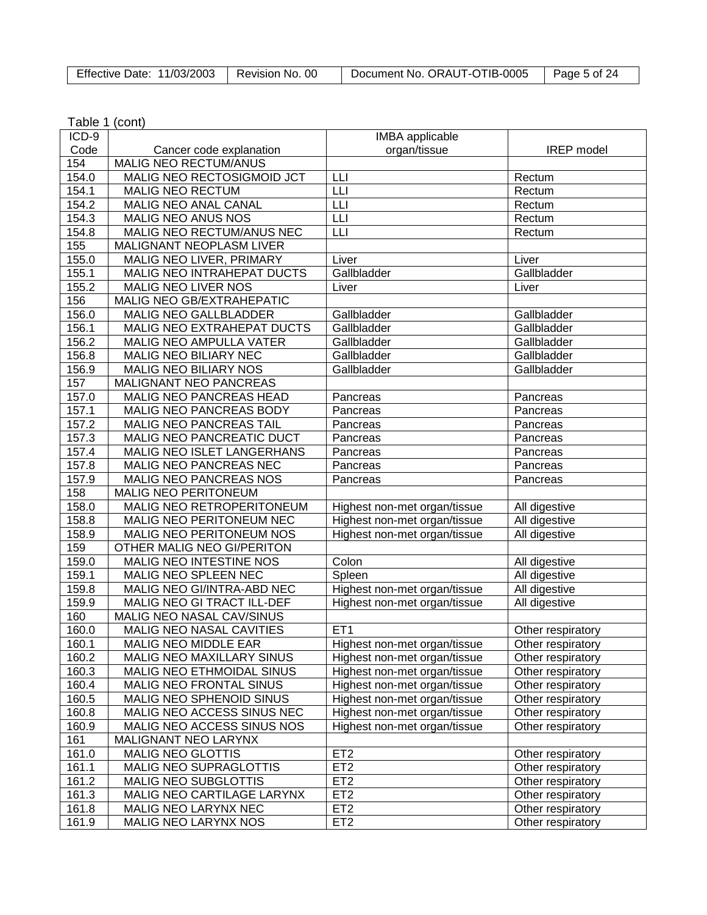Table 1 (cont)

| ICD-9 Code | Cancer code explanation | IMBA applicable organ/tissue | IREP model |
|---|---|---|---|
| 154 | MALIG NEO RECTUM/ANUS | | |
| 154.0 | MALIG NEO RECTOSIGMOID JCT | LLI | Rectum |
| 154.1 | MALIG NEO RECTUM | LLI | Rectum |
| 154.2 | MALIG NEO ANAL CANAL | LLI | Rectum |
| 154.3 | MALIG NEO ANUS NOS | LLI | Rectum |
| 154.8 | MALIG NEO RECTUM/ANUS NEC | LLI | Rectum |
| 155 | MALIGNANT NEOPLASM LIVER | | |
| 155.0 | MALIG NEO LIVER, PRIMARY | Liver | Liver |
| 155.1 | MALIG NEO INTRAHEPAT DUCTS | Gallbladder | Gallbladder |
| 155.2 | MALIG NEO LIVER NOS | Liver | Liver |
| 156 | MALIG NEO GB/EXTRAHEPATIC | | |
| 156.0 | MALIG NEO GALLBLADDER | Gallbladder | Gallbladder |
| 156.1 | MALIG NEO EXTRAHEPAT DUCTS | Gallbladder | Gallbladder |
| 156.2 | MALIG NEO AMPULLA VATER | Gallbladder | Gallbladder |
| 156.8 | MALIG NEO BILIARY NEC | Gallbladder | Gallbladder |
| 156.9 | MALIG NEO BILIARY NOS | Gallbladder | Gallbladder |
| 157 | MALIGNANT NEO PANCREAS | | |
| 157.0 | MALIG NEO PANCREAS HEAD | Pancreas | Pancreas |
| 157.1 | MALIG NEO PANCREAS BODY | Pancreas | Pancreas |
| 157.2 | MALIG NEO PANCREAS TAIL | Pancreas | Pancreas |
| 157.3 | MALIG NEO PANCREATIC DUCT | Pancreas | Pancreas |
| 157.4 | MALIG NEO ISLET LANGERHANS | Pancreas | Pancreas |
| 157.8 | MALIG NEO PANCREAS NEC | Pancreas | Pancreas |
| 157.9 | MALIG NEO PANCREAS NOS | Pancreas | Pancreas |
| 158 | MALIG NEO PERITONEUM | | |
| 158.0 | MALIG NEO RETROPERITONEUM | Highest non-met organ/tissue | All digestive |
| 158.8 | MALIG NEO PERITONEUM NEC | Highest non-met organ/tissue | All digestive |
| 158.9 | MALIG NEO PERITONEUM NOS | Highest non-met organ/tissue | All digestive |
| 159 | OTHER MALIG NEO GI/PERITON | | |
| 159.0 | MALIG NEO INTESTINE NOS | Colon | All digestive |
| 159.1 | MALIG NEO SPLEEN NEC | Spleen | All digestive |
| 159.8 | MALIG NEO GI/INTRA-ABD NEC | Highest non-met organ/tissue | All digestive |
| 159.9 | MALIG NEO GI TRACT ILL-DEF | Highest non-met organ/tissue | All digestive |
| 160 | MALIG NEO NASAL CAV/SINUS | | |
| 160.0 | MALIG NEO NASAL CAVITIES | ET1 | Other respiratory |
| 160.1 | MALIG NEO MIDDLE EAR | Highest non-met organ/tissue | Other respiratory |
| 160.2 | MALIG NEO MAXILLARY SINUS | Highest non-met organ/tissue | Other respiratory |
| 160.3 | MALIG NEO ETHMOIDAL SINUS | Highest non-met organ/tissue | Other respiratory |
| 160.4 | MALIG NEO FRONTAL SINUS | Highest non-met organ/tissue | Other respiratory |
| 160.5 | MALIG NEO SPHENOID SINUS | Highest non-met organ/tissue | Other respiratory |
| 160.8 | MALIG NEO ACCESS SINUS NEC | Highest non-met organ/tissue | Other respiratory |
| 160.9 | MALIG NEO ACCESS SINUS NOS | Highest non-met organ/tissue | Other respiratory |
| 161 | MALIGNANT NEO LARYNX | | |
| 161.0 | MALIG NEO GLOTTIS | ET2 | Other respiratory |
| 161.1 | MALIG NEO SUPRAGLOTTIS | ET2 | Other respiratory |
| 161.2 | MALIG NEO SUBGLOTTIS | ET2 | Other respiratory |
| 161.3 | MALIG NEO CARTILAGE LARYNX | ET2 | Other respiratory |
| 161.8 | MALIG NEO LARYNX NEC | ET2 | Other respiratory |
| 161.9 | MALIG NEO LARYNX NOS | ET2 | Other respiratory |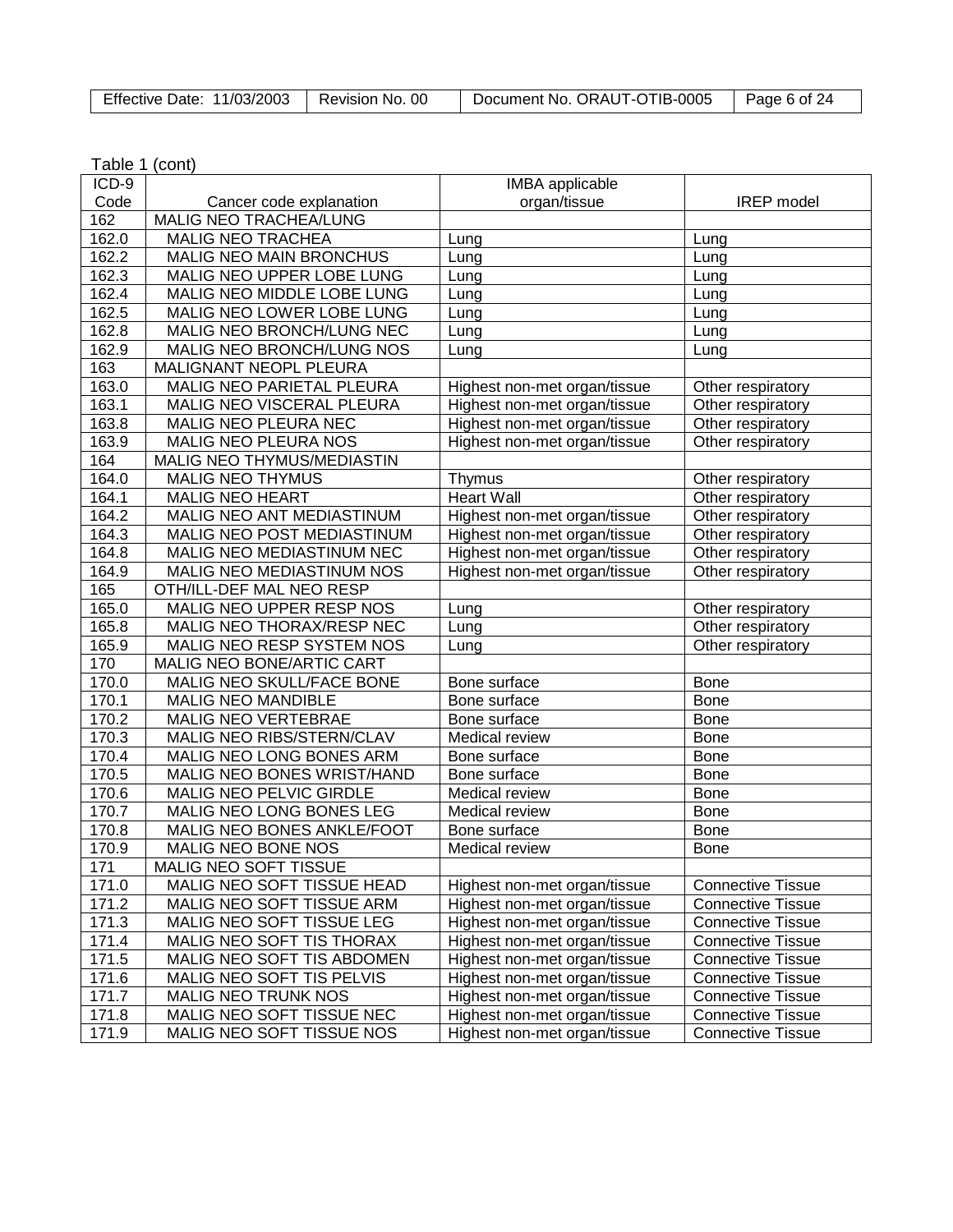Table 1 (cont)

| ICD-9 Code | Cancer code explanation | IMBA applicable organ/tissue | IREP model |
|---|---|---|---|
| 162 | MALIG NEO TRACHEA/LUNG | | |
| 162.0 | MALIG NEO TRACHEA | Lung | Lung |
| 162.2 | MALIG NEO MAIN BRONCHUS | Lung | Lung |
| 162.3 | MALIG NEO UPPER LOBE LUNG | Lung | Lung |
| 162.4 | MALIG NEO MIDDLE LOBE LUNG | Lung | Lung |
| 162.5 | MALIG NEO LOWER LOBE LUNG | Lung | Lung |
| 162.8 | MALIG NEO BRONCH/LUNG NEC | Lung | Lung |
| 162.9 | MALIG NEO BRONCH/LUNG NOS | Lung | Lung |
| 163 | MALIGNANT NEOPL PLEURA | | |
| 163.0 | MALIG NEO PARIETAL PLEURA | Highest non-met organ/tissue | Other respiratory |
| 163.1 | MALIG NEO VISCERAL PLEURA | Highest non-met organ/tissue | Other respiratory |
| 163.8 | MALIG NEO PLEURA NEC | Highest non-met organ/tissue | Other respiratory |
| 163.9 | MALIG NEO PLEURA NOS | Highest non-met organ/tissue | Other respiratory |
| 164 | MALIG NEO THYMUS/MEDIASTIN | | |
| 164.0 | MALIG NEO THYMUS | Thymus | Other respiratory |
| 164.1 | MALIG NEO HEART | Heart Wall | Other respiratory |
| 164.2 | MALIG NEO ANT MEDIASTINUM | Highest non-met organ/tissue | Other respiratory |
| 164.3 | MALIG NEO POST MEDIASTINUM | Highest non-met organ/tissue | Other respiratory |
| 164.8 | MALIG NEO MEDIASTINUM NEC | Highest non-met organ/tissue | Other respiratory |
| 164.9 | MALIG NEO MEDIASTINUM NOS | Highest non-met organ/tissue | Other respiratory |
| 165 | OTH/ILL-DEF MAL NEO RESP | | |
| 165.0 | MALIG NEO UPPER RESP NOS | Lung | Other respiratory |
| 165.8 | MALIG NEO THORAX/RESP NEC | Lung | Other respiratory |
| 165.9 | MALIG NEO RESP SYSTEM NOS | Lung | Other respiratory |
| 170 | MALIG NEO BONE/ARTIC CART | | |
| 170.0 | MALIG NEO SKULL/FACE BONE | Bone surface | Bone |
| 170.1 | MALIG NEO MANDIBLE | Bone surface | Bone |
| 170.2 | MALIG NEO VERTEBRAE | Bone surface | Bone |
| 170.3 | MALIG NEO RIBS/STERN/CLAV | Medical review | Bone |
| 170.4 | MALIG NEO LONG BONES ARM | Bone surface | Bone |
| 170.5 | MALIG NEO BONES WRIST/HAND | Bone surface | Bone |
| 170.6 | MALIG NEO PELVIC GIRDLE | Medical review | Bone |
| 170.7 | MALIG NEO LONG BONES LEG | Medical review | Bone |
| 170.8 | MALIG NEO BONES ANKLE/FOOT | Bone surface | Bone |
| 170.9 | MALIG NEO BONE NOS | Medical review | Bone |
| 171 | MALIG NEO SOFT TISSUE | | |
| 171.0 | MALIG NEO SOFT TISSUE HEAD | Highest non-met organ/tissue | Connective Tissue |
| 171.2 | MALIG NEO SOFT TISSUE ARM | Highest non-met organ/tissue | Connective Tissue |
| 171.3 | MALIG NEO SOFT TISSUE LEG | Highest non-met organ/tissue | Connective Tissue |
| 171.4 | MALIG NEO SOFT TIS THORAX | Highest non-met organ/tissue | Connective Tissue |
| 171.5 | MALIG NEO SOFT TIS ABDOMEN | Highest non-met organ/tissue | Connective Tissue |
| 171.6 | MALIG NEO SOFT TIS PELVIS | Highest non-met organ/tissue | Connective Tissue |
| 171.7 | MALIG NEO TRUNK NOS | Highest non-met organ/tissue | Connective Tissue |
| 171.8 | MALIG NEO SOFT TISSUE NEC | Highest non-met organ/tissue | Connective Tissue |
| 171.9 | MALIG NEO SOFT TISSUE NOS | Highest non-met organ/tissue | Connective Tissue |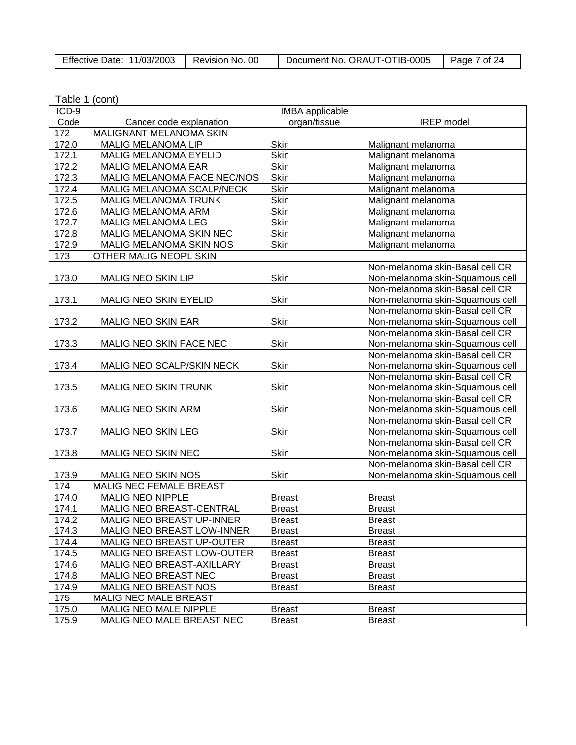Table 1 (cont)

| ICD-9 Code | Cancer code explanation | IMBA applicable organ/tissue | IREP model |
|---|---|---|---|
| 172 | MALIGNANT MELANOMA SKIN | | |
| 172.0 | MALIG MELANOMA LIP | Skin | Malignant melanoma |
| 172.1 | MALIG MELANOMA EYELID | Skin | Malignant melanoma |
| 172.2 | MALIG MELANOMA EAR | Skin | Malignant melanoma |
| 172.3 | MALIG MELANOMA FACE NEC/NOS | Skin | Malignant melanoma |
| 172.4 | MALIG MELANOMA SCALP/NECK | Skin | Malignant melanoma |
| 172.5 | MALIG MELANOMA TRUNK | Skin | Malignant melanoma |
| 172.6 | MALIG MELANOMA ARM | Skin | Malignant melanoma |
| 172.7 | MALIG MELANOMA LEG | Skin | Malignant melanoma |
| 172.8 | MALIG MELANOMA SKIN NEC | Skin | Malignant melanoma |
| 172.9 | MALIG MELANOMA SKIN NOS | Skin | Malignant melanoma |
| 173 | OTHER MALIG NEOPL SKIN | | |
| 173.0 | MALIG NEO SKIN LIP | Skin | Non-melanoma skin-Basal cell OR Non-melanoma skin-Squamous cell |
| 173.1 | MALIG NEO SKIN EYELID | Skin | Non-melanoma skin-Basal cell OR Non-melanoma skin-Squamous cell |
| 173.2 | MALIG NEO SKIN EAR | Skin | Non-melanoma skin-Basal cell OR Non-melanoma skin-Squamous cell |
| 173.3 | MALIG NEO SKIN FACE NEC | Skin | Non-melanoma skin-Basal cell OR Non-melanoma skin-Squamous cell |
| 173.4 | MALIG NEO SCALP/SKIN NECK | Skin | Non-melanoma skin-Basal cell OR Non-melanoma skin-Squamous cell |
| 173.5 | MALIG NEO SKIN TRUNK | Skin | Non-melanoma skin-Basal cell OR Non-melanoma skin-Squamous cell |
| 173.6 | MALIG NEO SKIN ARM | Skin | Non-melanoma skin-Basal cell OR Non-melanoma skin-Squamous cell |
| 173.7 | MALIG NEO SKIN LEG | Skin | Non-melanoma skin-Basal cell OR Non-melanoma skin-Squamous cell |
| 173.8 | MALIG NEO SKIN NEC | Skin | Non-melanoma skin-Basal cell OR Non-melanoma skin-Squamous cell |
| 173.9 | MALIG NEO SKIN NOS | Skin | Non-melanoma skin-Basal cell OR Non-melanoma skin-Squamous cell |
| 174 | MALIG NEO FEMALE BREAST | | |
| 174.0 | MALIG NEO NIPPLE | Breast | Breast |
| 174.1 | MALIG NEO BREAST-CENTRAL | Breast | Breast |
| 174.2 | MALIG NEO BREAST UP-INNER | Breast | Breast |
| 174.3 | MALIG NEO BREAST LOW-INNER | Breast | Breast |
| 174.4 | MALIG NEO BREAST UP-OUTER | Breast | Breast |
| 174.5 | MALIG NEO BREAST LOW-OUTER | Breast | Breast |
| 174.6 | MALIG NEO BREAST-AXILLARY | Breast | Breast |
| 174.8 | MALIG NEO BREAST NEC | Breast | Breast |
| 174.9 | MALIG NEO BREAST NOS | Breast | Breast |
| 175 | MALIG NEO MALE BREAST | | |
| 175.0 | MALIG NEO MALE NIPPLE | Breast | Breast |
| 175.9 | MALIG NEO MALE BREAST NEC | Breast | Breast |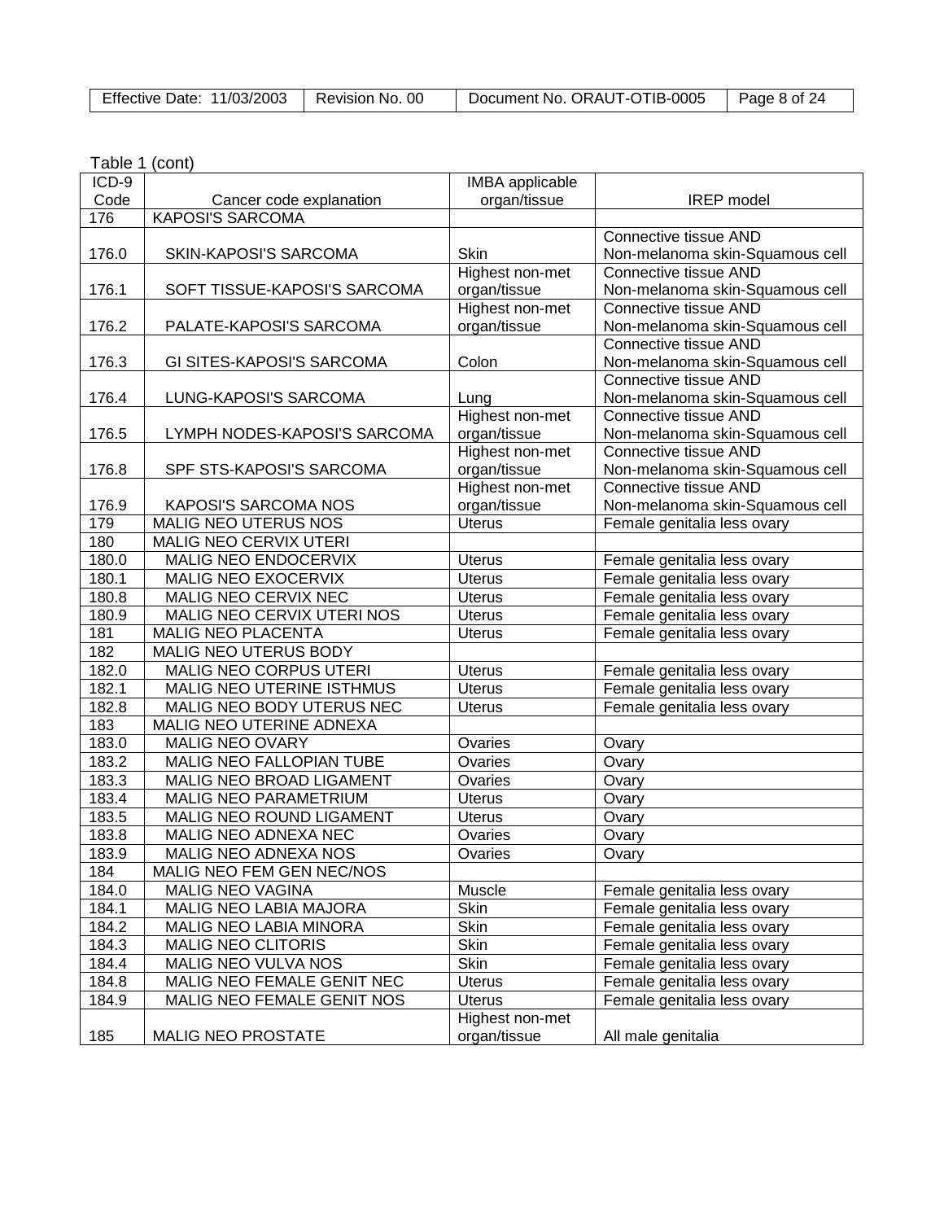Table 1 (cont)

| ICD-9 Code | Cancer code explanation | IMBA applicable organ/tissue | IREP model |
|---|---|---|---|
| 176 | KAPOSI'S SARCOMA | | |
| 176.0 | SKIN-KAPOSI'S SARCOMA | Skin | Connective tissue AND Non-melanoma skin-Squamous cell |
| 176.1 | SOFT TISSUE-KAPOSI'S SARCOMA | Highest non-met organ/tissue | Connective tissue AND Non-melanoma skin-Squamous cell |
| 176.2 | PALATE-KAPOSI'S SARCOMA | Highest non-met organ/tissue | Connective tissue AND Non-melanoma skin-Squamous cell |
| 176.3 | GI SITES-KAPOSI'S SARCOMA | Colon | Connective tissue AND Non-melanoma skin-Squamous cell |
| 176.4 | LUNG-KAPOSI'S SARCOMA | Lung | Connective tissue AND Non-melanoma skin-Squamous cell |
| 176.5 | LYMPH NODES-KAPOSI'S SARCOMA | Highest non-met organ/tissue | Connective tissue AND Non-melanoma skin-Squamous cell |
| 176.8 | SPF STS-KAPOSI'S SARCOMA | Highest non-met organ/tissue | Connective tissue AND Non-melanoma skin-Squamous cell |
| 176.9 | KAPOSI'S SARCOMA NOS | Highest non-met organ/tissue | Connective tissue AND Non-melanoma skin-Squamous cell |
| 179 | MALIG NEO UTERUS NOS | Uterus | Female genitalia less ovary |
| 180 | MALIG NEO CERVIX UTERI | | |
| 180.0 | MALIG NEO ENDOCERVIX | Uterus | Female genitalia less ovary |
| 180.1 | MALIG NEO EXOCERVIX | Uterus | Female genitalia less ovary |
| 180.8 | MALIG NEO CERVIX NEC | Uterus | Female genitalia less ovary |
| 180.9 | MALIG NEO CERVIX UTERI NOS | Uterus | Female genitalia less ovary |
| 181 | MALIG NEO PLACENTA | Uterus | Female genitalia less ovary |
| 182 | MALIG NEO UTERUS BODY | | |
| 182.0 | MALIG NEO CORPUS UTERI | Uterus | Female genitalia less ovary |
| 182.1 | MALIG NEO UTERINE ISTHMUS | Uterus | Female genitalia less ovary |
| 182.8 | MALIG NEO BODY UTERUS NEC | Uterus | Female genitalia less ovary |
| 183 | MALIG NEO UTERINE ADNEXA | | |
| 183.0 | MALIG NEO OVARY | Ovaries | Ovary |
| 183.2 | MALIG NEO FALLOPIAN TUBE | Ovaries | Ovary |
| 183.3 | MALIG NEO BROAD LIGAMENT | Ovaries | Ovary |
| 183.4 | MALIG NEO PARAMETRIUM | Uterus | Ovary |
| 183.5 | MALIG NEO ROUND LIGAMENT | Uterus | Ovary |
| 183.8 | MALIG NEO ADNEXA NEC | Ovaries | Ovary |
| 183.9 | MALIG NEO ADNEXA NOS | Ovaries | Ovary |
| 184 | MALIG NEO FEM GEN NEC/NOS | | |
| 184.0 | MALIG NEO VAGINA | Muscle | Female genitalia less ovary |
| 184.1 | MALIG NEO LABIA MAJORA | Skin | Female genitalia less ovary |
| 184.2 | MALIG NEO LABIA MINORA | Skin | Female genitalia less ovary |
| 184.3 | MALIG NEO CLITORIS | Skin | Female genitalia less ovary |
| 184.4 | MALIG NEO VULVA NOS | Skin | Female genitalia less ovary |
| 184.8 | MALIG NEO FEMALE GENIT NEC | Uterus | Female genitalia less ovary |
| 184.9 | MALIG NEO FEMALE GENIT NOS | Uterus | Female genitalia less ovary |
| 185 | MALIG NEO PROSTATE | Highest non-met organ/tissue | All male genitalia |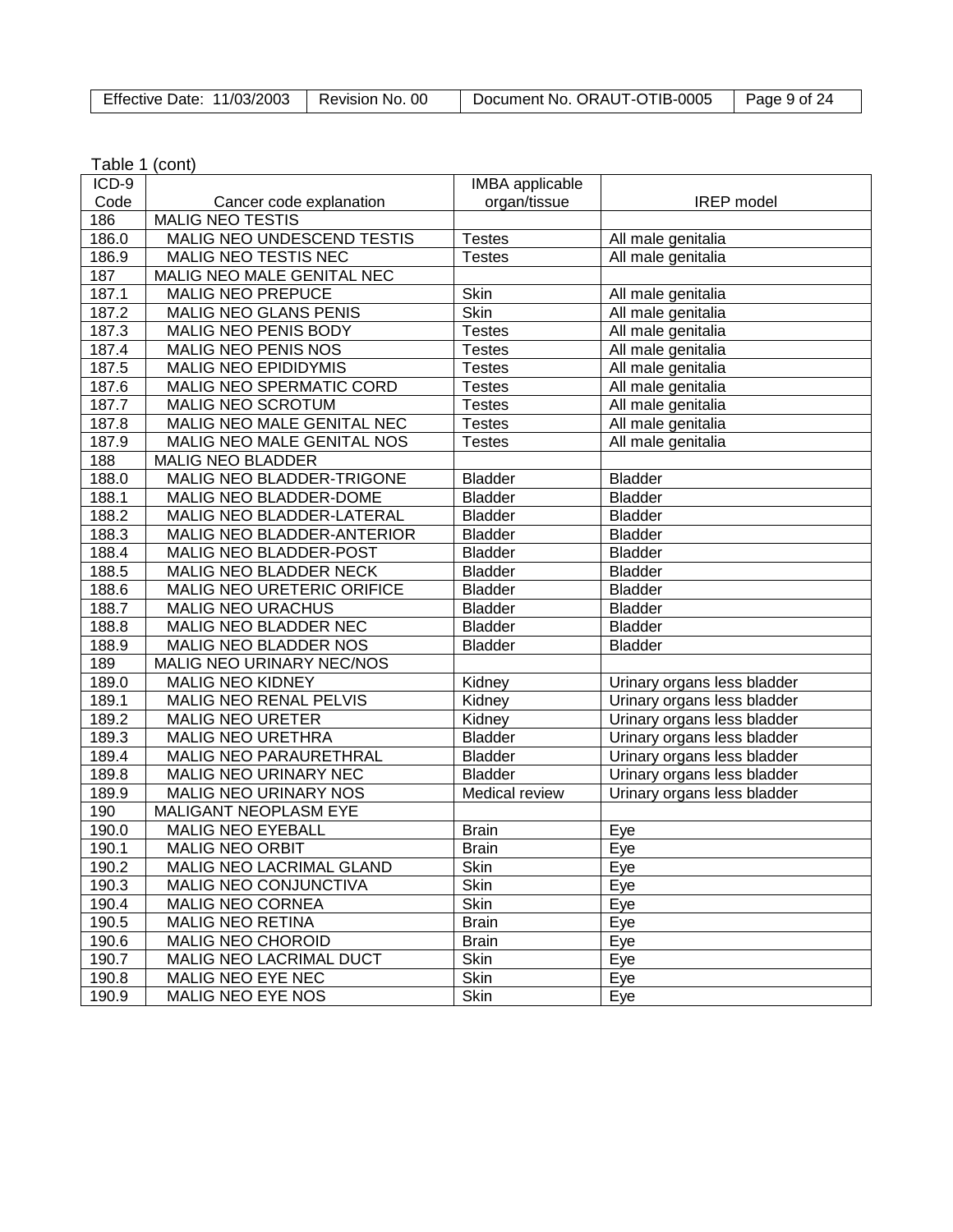Table 1 (cont)

| ICD-9 Code | Cancer code explanation | IMBA applicable organ/tissue | IREP model |
|---|---|---|---|
| 186 | MALIG NEO TESTIS | | |
| 186.0 | MALIG NEO UNDESCEND TESTIS | Testes | All male genitalia |
| 186.9 | MALIG NEO TESTIS NEC | Testes | All male genitalia |
| 187 | MALIG NEO MALE GENITAL NEC | | |
| 187.1 | MALIG NEO PREPUCE | Skin | All male genitalia |
| 187.2 | MALIG NEO GLANS PENIS | Skin | All male genitalia |
| 187.3 | MALIG NEO PENIS BODY | Testes | All male genitalia |
| 187.4 | MALIG NEO PENIS NOS | Testes | All male genitalia |
| 187.5 | MALIG NEO EPIDIDYMIS | Testes | All male genitalia |
| 187.6 | MALIG NEO SPERMATIC CORD | Testes | All male genitalia |
| 187.7 | MALIG NEO SCROTUM | Testes | All male genitalia |
| 187.8 | MALIG NEO MALE GENITAL NEC | Testes | All male genitalia |
| 187.9 | MALIG NEO MALE GENITAL NOS | Testes | All male genitalia |
| 188 | MALIG NEO BLADDER | | |
| 188.0 | MALIG NEO BLADDER-TRIGONE | Bladder | Bladder |
| 188.1 | MALIG NEO BLADDER-DOME | Bladder | Bladder |
| 188.2 | MALIG NEO BLADDER-LATERAL | Bladder | Bladder |
| 188.3 | MALIG NEO BLADDER-ANTERIOR | Bladder | Bladder |
| 188.4 | MALIG NEO BLADDER-POST | Bladder | Bladder |
| 188.5 | MALIG NEO BLADDER NECK | Bladder | Bladder |
| 188.6 | MALIG NEO URETERIC ORIFICE | Bladder | Bladder |
| 188.7 | MALIG NEO URACHUS | Bladder | Bladder |
| 188.8 | MALIG NEO BLADDER NEC | Bladder | Bladder |
| 188.9 | MALIG NEO BLADDER NOS | Bladder | Bladder |
| 189 | MALIG NEO URINARY NEC/NOS | | |
| 189.0 | MALIG NEO KIDNEY | Kidney | Urinary organs less bladder |
| 189.1 | MALIG NEO RENAL PELVIS | Kidney | Urinary organs less bladder |
| 189.2 | MALIG NEO URETER | Kidney | Urinary organs less bladder |
| 189.3 | MALIG NEO URETHRA | Bladder | Urinary organs less bladder |
| 189.4 | MALIG NEO PARAURETHRAL | Bladder | Urinary organs less bladder |
| 189.8 | MALIG NEO URINARY NEC | Bladder | Urinary organs less bladder |
| 189.9 | MALIG NEO URINARY NOS | Medical review | Urinary organs less bladder |
| 190 | MALIGANT NEOPLASM EYE | | |
| 190.0 | MALIG NEO EYEBALL | Brain | Eye |
| 190.1 | MALIG NEO ORBIT | Brain | Eye |
| 190.2 | MALIG NEO LACRIMAL GLAND | Skin | Eye |
| 190.3 | MALIG NEO CONJUNCTIVA | Skin | Eye |
| 190.4 | MALIG NEO CORNEA | Skin | Eye |
| 190.5 | MALIG NEO RETINA | Brain | Eye |
| 190.6 | MALIG NEO CHOROID | Brain | Eye |
| 190.7 | MALIG NEO LACRIMAL DUCT | Skin | Eye |
| 190.8 | MALIG NEO EYE NEC | Skin | Eye |
| 190.9 | MALIG NEO EYE NOS | Skin | Eye |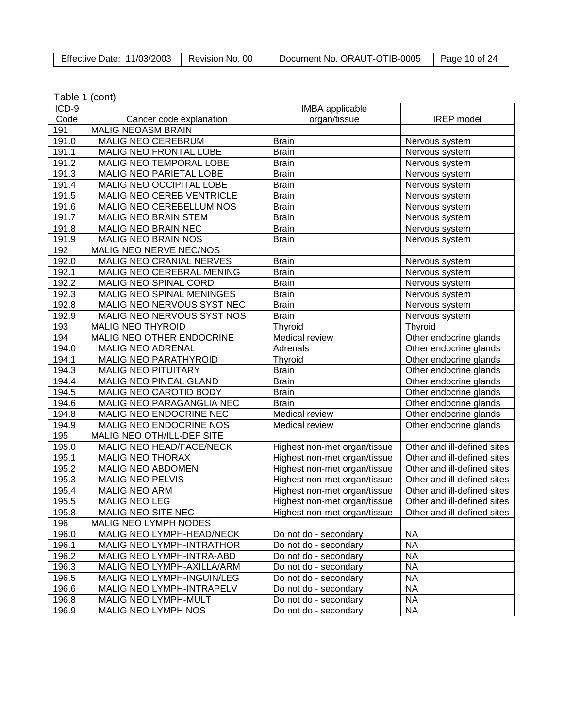Table 1 (cont)

| ICD-9 Code | Cancer code explanation | IMBA applicable organ/tissue | IREP model |
|---|---|---|---|
| 191 | MALIG NEOASM BRAIN | | |
| 191.0 | MALIG NEO CEREBRUM | Brain | Nervous system |
| 191.1 | MALIG NEO FRONTAL LOBE | Brain | Nervous system |
| 191.2 | MALIG NEO TEMPORAL LOBE | Brain | Nervous system |
| 191.3 | MALIG NEO PARIETAL LOBE | Brain | Nervous system |
| 191.4 | MALIG NEO OCCIPITAL LOBE | Brain | Nervous system |
| 191.5 | MALIG NEO CEREB VENTRICLE | Brain | Nervous system |
| 191.6 | MALIG NEO CEREBELLUM NOS | Brain | Nervous system |
| 191.7 | MALIG NEO BRAIN STEM | Brain | Nervous system |
| 191.8 | MALIG NEO BRAIN NEC | Brain | Nervous system |
| 191.9 | MALIG NEO BRAIN NOS | Brain | Nervous system |
| 192 | MALIG NEO NERVE NEC/NOS | | |
| 192.0 | MALIG NEO CRANIAL NERVES | Brain | Nervous system |
| 192.1 | MALIG NEO CEREBRAL MENING | Brain | Nervous system |
| 192.2 | MALIG NEO SPINAL CORD | Brain | Nervous system |
| 192.3 | MALIG NEO SPINAL MENINGES | Brain | Nervous system |
| 192.8 | MALIG NEO NERVOUS SYST NEC | Brain | Nervous system |
| 192.9 | MALIG NEO NERVOUS SYST NOS | Brain | Nervous system |
| 193 | MALIG NEO THYROID | Thyroid | Thyroid |
| 194 | MALIG NEO OTHER ENDOCRINE | Medical review | Other endocrine glands |
| 194.0 | MALIG NEO ADRENAL | Adrenals | Other endocrine glands |
| 194.1 | MALIG NEO PARATHYROID | Thyroid | Other endocrine glands |
| 194.3 | MALIG NEO PITUITARY | Brain | Other endocrine glands |
| 194.4 | MALIG NEO PINEAL GLAND | Brain | Other endocrine glands |
| 194.5 | MALIG NEO CAROTID BODY | Brain | Other endocrine glands |
| 194.6 | MALIG NEO PARAGANGLIA NEC | Brain | Other endocrine glands |
| 194.8 | MALIG NEO ENDOCRINE NEC | Medical review | Other endocrine glands |
| 194.9 | MALIG NEO ENDOCRINE NOS | Medical review | Other endocrine glands |
| 195 | MALIG NEO OTH/ILL-DEF SITE | | |
| 195.0 | MALIG NEO HEAD/FACE/NECK | Highest non-met organ/tissue | Other and ill-defined sites |
| 195.1 | MALIG NEO THORAX | Highest non-met organ/tissue | Other and ill-defined sites |
| 195.2 | MALIG NEO ABDOMEN | Highest non-met organ/tissue | Other and ill-defined sites |
| 195.3 | MALIG NEO PELVIS | Highest non-met organ/tissue | Other and ill-defined sites |
| 195.4 | MALIG NEO ARM | Highest non-met organ/tissue | Other and ill-defined sites |
| 195.5 | MALIG NEO LEG | Highest non-met organ/tissue | Other and ill-defined sites |
| 195.8 | MALIG NEO SITE NEC | Highest non-met organ/tissue | Other and ill-defined sites |
| 196 | MALIG NEO LYMPH NODES | | |
| 196.0 | MALIG NEO LYMPH-HEAD/NECK | Do not do - secondary | NA |
| 196.1 | MALIG NEO LYMPH-INTRATHOR | Do not do - secondary | NA |
| 196.2 | MALIG NEO LYMPH-INTRA-ABD | Do not do - secondary | NA |
| 196.3 | MALIG NEO LYMPH-AXILLA/ARM | Do not do - secondary | NA |
| 196.5 | MALIG NEO LYMPH-INGUIN/LEG | Do not do - secondary | NA |
| 196.6 | MALIG NEO LYMPH-INTRAPELV | Do not do - secondary | NA |
| 196.8 | MALIG NEO LYMPH-MULT | Do not do - secondary | NA |
| 196.9 | MALIG NEO LYMPH NOS | Do not do - secondary | NA |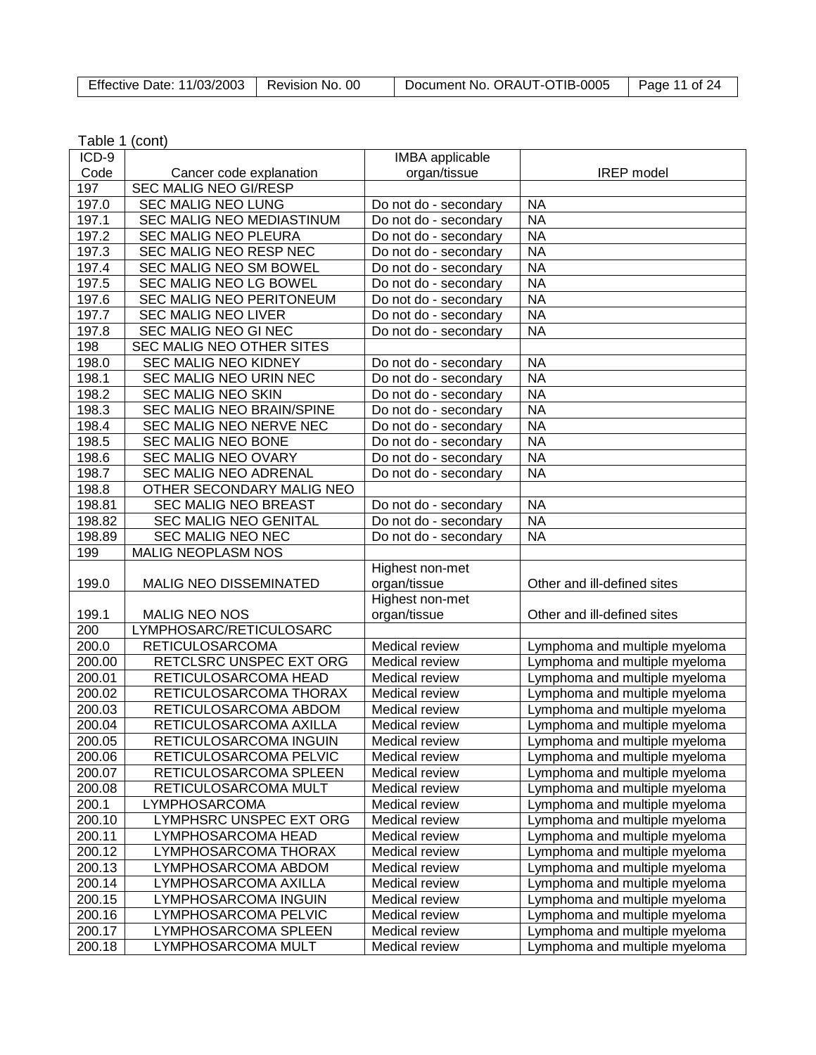Table 1 (cont)

| ICD-9 Code | Cancer code explanation | IMBA applicable organ/tissue | IREP model |
|---|---|---|---|
| 197 | SEC MALIG NEO GI/RESP | | |
| 197.0 | SEC MALIG NEO LUNG | Do not do - secondary | NA |
| 197.1 | SEC MALIG NEO MEDIASTINUM | Do not do - secondary | NA |
| 197.2 | SEC MALIG NEO PLEURA | Do not do - secondary | NA |
| 197.3 | SEC MALIG NEO RESP NEC | Do not do - secondary | NA |
| 197.4 | SEC MALIG NEO SM BOWEL | Do not do - secondary | NA |
| 197.5 | SEC MALIG NEO LG BOWEL | Do not do - secondary | NA |
| 197.6 | SEC MALIG NEO PERITONEUM | Do not do - secondary | NA |
| 197.7 | SEC MALIG NEO LIVER | Do not do - secondary | NA |
| 197.8 | SEC MALIG NEO GI NEC | Do not do - secondary | NA |
| 198 | SEC MALIG NEO OTHER SITES | | |
| 198.0 | SEC MALIG NEO KIDNEY | Do not do - secondary | NA |
| 198.1 | SEC MALIG NEO URIN NEC | Do not do - secondary | NA |
| 198.2 | SEC MALIG NEO SKIN | Do not do - secondary | NA |
| 198.3 | SEC MALIG NEO BRAIN/SPINE | Do not do - secondary | NA |
| 198.4 | SEC MALIG NEO NERVE NEC | Do not do - secondary | NA |
| 198.5 | SEC MALIG NEO BONE | Do not do - secondary | NA |
| 198.6 | SEC MALIG NEO OVARY | Do not do - secondary | NA |
| 198.7 | SEC MALIG NEO ADRENAL | Do not do - secondary | NA |
| 198.8 | OTHER SECONDARY MALIG NEO | | |
| 198.81 | SEC MALIG NEO BREAST | Do not do - secondary | NA |
| 198.82 | SEC MALIG NEO GENITAL | Do not do - secondary | NA |
| 198.89 | SEC MALIG NEO NEC | Do not do - secondary | NA |
| 199 | MALIG NEOPLASM NOS | | |
| 199.0 | MALIG NEO DISSEMINATED | Highest non-met organ/tissue | Other and ill-defined sites |
| 199.1 | MALIG NEO NOS | Highest non-met organ/tissue | Other and ill-defined sites |
| 200 | LYMPHOSARC/RETICULOSARC | | |
| 200.0 | RETICULOSARCOMA | Medical review | Lymphoma and multiple myeloma |
| 200.00 | RETCLSRC UNSPEC EXT ORG | Medical review | Lymphoma and multiple myeloma |
| 200.01 | RETICULOSARCOMA HEAD | Medical review | Lymphoma and multiple myeloma |
| 200.02 | RETICULOSARCOMA THORAX | Medical review | Lymphoma and multiple myeloma |
| 200.03 | RETICULOSARCOMA ABDOM | Medical review | Lymphoma and multiple myeloma |
| 200.04 | RETICULOSARCOMA AXILLA | Medical review | Lymphoma and multiple myeloma |
| 200.05 | RETICULOSARCOMA INGUIN | Medical review | Lymphoma and multiple myeloma |
| 200.06 | RETICULOSARCOMA PELVIC | Medical review | Lymphoma and multiple myeloma |
| 200.07 | RETICULOSARCOMA SPLEEN | Medical review | Lymphoma and multiple myeloma |
| 200.08 | RETICULOSARCOMA MULT | Medical review | Lymphoma and multiple myeloma |
| 200.1 | LYMPHOSARCOMA | Medical review | Lymphoma and multiple myeloma |
| 200.10 | LYMPHSRC UNSPEC EXT ORG | Medical review | Lymphoma and multiple myeloma |
| 200.11 | LYMPHOSARCOMA HEAD | Medical review | Lymphoma and multiple myeloma |
| 200.12 | LYMPHOSARCOMA THORAX | Medical review | Lymphoma and multiple myeloma |
| 200.13 | LYMPHOSARCOMA ABDOM | Medical review | Lymphoma and multiple myeloma |
| 200.14 | LYMPHOSARCOMA AXILLA | Medical review | Lymphoma and multiple myeloma |
| 200.15 | LYMPHOSARCOMA INGUIN | Medical review | Lymphoma and multiple myeloma |
| 200.16 | LYMPHOSARCOMA PELVIC | Medical review | Lymphoma and multiple myeloma |
| 200.17 | LYMPHOSARCOMA SPLEEN | Medical review | Lymphoma and multiple myeloma |
| 200.18 | LYMPHOSARCOMA MULT | Medical review | Lymphoma and multiple myeloma |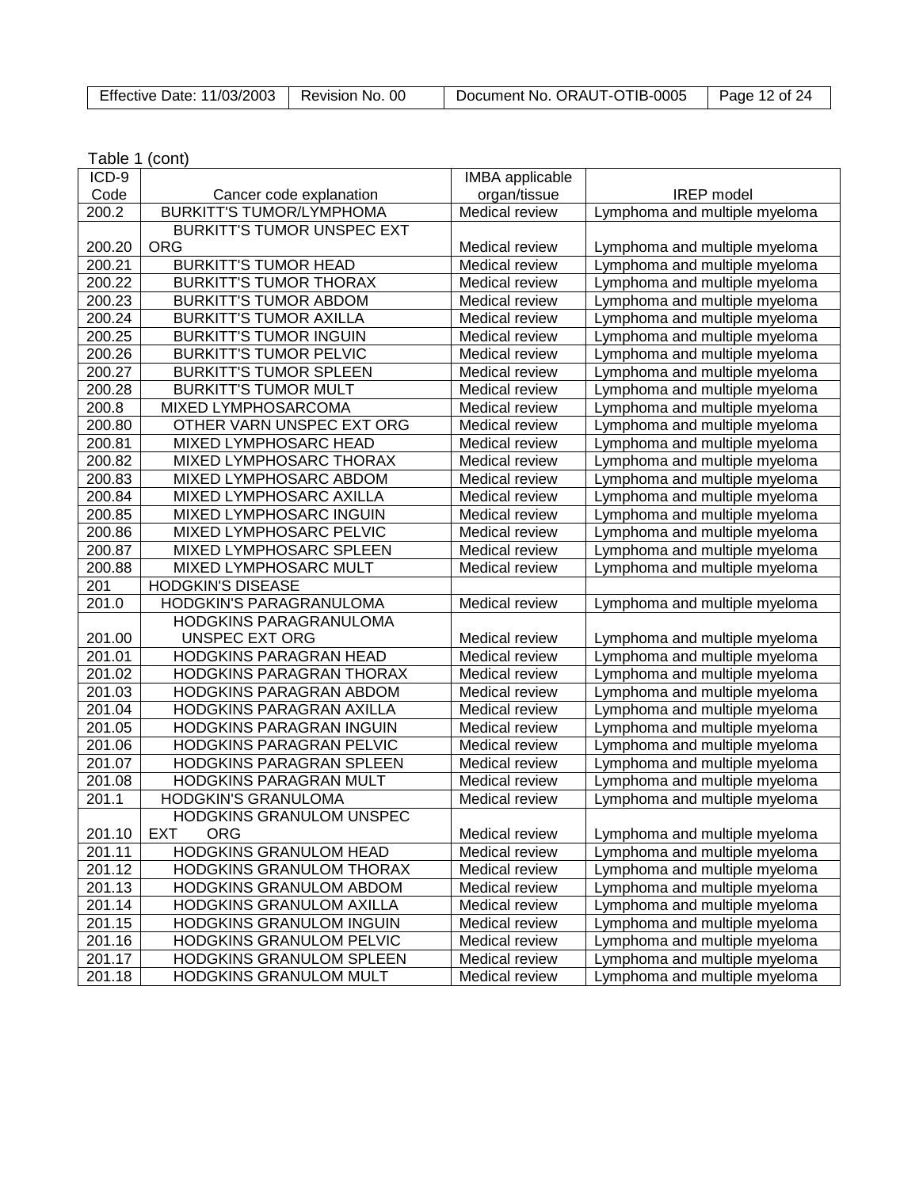Table 1 (cont)

| ICD-9 Code | Cancer code explanation | IMBA applicable organ/tissue | IREP model |
|---|---|---|---|
| 200.2 | BURKITT'S TUMOR/LYMPHOMA | Medical review | Lymphoma and multiple myeloma |
| 200.20 | BURKITT'S TUMOR UNSPEC EXT ORG | Medical review | Lymphoma and multiple myeloma |
| 200.21 | BURKITT'S TUMOR HEAD | Medical review | Lymphoma and multiple myeloma |
| 200.22 | BURKITT'S TUMOR THORAX | Medical review | Lymphoma and multiple myeloma |
| 200.23 | BURKITT'S TUMOR ABDOM | Medical review | Lymphoma and multiple myeloma |
| 200.24 | BURKITT'S TUMOR AXILLA | Medical review | Lymphoma and multiple myeloma |
| 200.25 | BURKITT'S TUMOR INGUIN | Medical review | Lymphoma and multiple myeloma |
| 200.26 | BURKITT'S TUMOR PELVIC | Medical review | Lymphoma and multiple myeloma |
| 200.27 | BURKITT'S TUMOR SPLEEN | Medical review | Lymphoma and multiple myeloma |
| 200.28 | BURKITT'S TUMOR MULT | Medical review | Lymphoma and multiple myeloma |
| 200.8 | MIXED LYMPHOSARCOMA | Medical review | Lymphoma and multiple myeloma |
| 200.80 | OTHER VARN UNSPEC EXT ORG | Medical review | Lymphoma and multiple myeloma |
| 200.81 | MIXED LYMPHOSARC HEAD | Medical review | Lymphoma and multiple myeloma |
| 200.82 | MIXED LYMPHOSARC THORAX | Medical review | Lymphoma and multiple myeloma |
| 200.83 | MIXED LYMPHOSARC ABDOM | Medical review | Lymphoma and multiple myeloma |
| 200.84 | MIXED LYMPHOSARC AXILLA | Medical review | Lymphoma and multiple myeloma |
| 200.85 | MIXED LYMPHOSARC INGUIN | Medical review | Lymphoma and multiple myeloma |
| 200.86 | MIXED LYMPHOSARC PELVIC | Medical review | Lymphoma and multiple myeloma |
| 200.87 | MIXED LYMPHOSARC SPLEEN | Medical review | Lymphoma and multiple myeloma |
| 200.88 | MIXED LYMPHOSARC MULT | Medical review | Lymphoma and multiple myeloma |
| 201 | HODGKIN'S DISEASE | | |
| 201.0 | HODGKIN'S PARAGRANULOMA | Medical review | Lymphoma and multiple myeloma |
| 201.00 | HODGKINS PARAGRANULOMA UNSPEC EXT ORG | Medical review | Lymphoma and multiple myeloma |
| 201.01 | HODGKINS PARAGRAN HEAD | Medical review | Lymphoma and multiple myeloma |
| 201.02 | HODGKINS PARAGRAN THORAX | Medical review | Lymphoma and multiple myeloma |
| 201.03 | HODGKINS PARAGRAN ABDOM | Medical review | Lymphoma and multiple myeloma |
| 201.04 | HODGKINS PARAGRAN AXILLA | Medical review | Lymphoma and multiple myeloma |
| 201.05 | HODGKINS PARAGRAN INGUIN | Medical review | Lymphoma and multiple myeloma |
| 201.06 | HODGKINS PARAGRAN PELVIC | Medical review | Lymphoma and multiple myeloma |
| 201.07 | HODGKINS PARAGRAN SPLEEN | Medical review | Lymphoma and multiple myeloma |
| 201.08 | HODGKINS PARAGRAN MULT | Medical review | Lymphoma and multiple myeloma |
| 201.1 | HODGKIN'S GRANULOMA | Medical review | Lymphoma and multiple myeloma |
| 201.10 | HODGKINS GRANULOM UNSPEC EXT ORG | Medical review | Lymphoma and multiple myeloma |
| 201.11 | HODGKINS GRANULOM HEAD | Medical review | Lymphoma and multiple myeloma |
| 201.12 | HODGKINS GRANULOM THORAX | Medical review | Lymphoma and multiple myeloma |
| 201.13 | HODGKINS GRANULOM ABDOM | Medical review | Lymphoma and multiple myeloma |
| 201.14 | HODGKINS GRANULOM AXILLA | Medical review | Lymphoma and multiple myeloma |
| 201.15 | HODGKINS GRANULOM INGUIN | Medical review | Lymphoma and multiple myeloma |
| 201.16 | HODGKINS GRANULOM PELVIC | Medical review | Lymphoma and multiple myeloma |
| 201.17 | HODGKINS GRANULOM SPLEEN | Medical review | Lymphoma and multiple myeloma |
| 201.18 | HODGKINS GRANULOM MULT | Medical review | Lymphoma and multiple myeloma |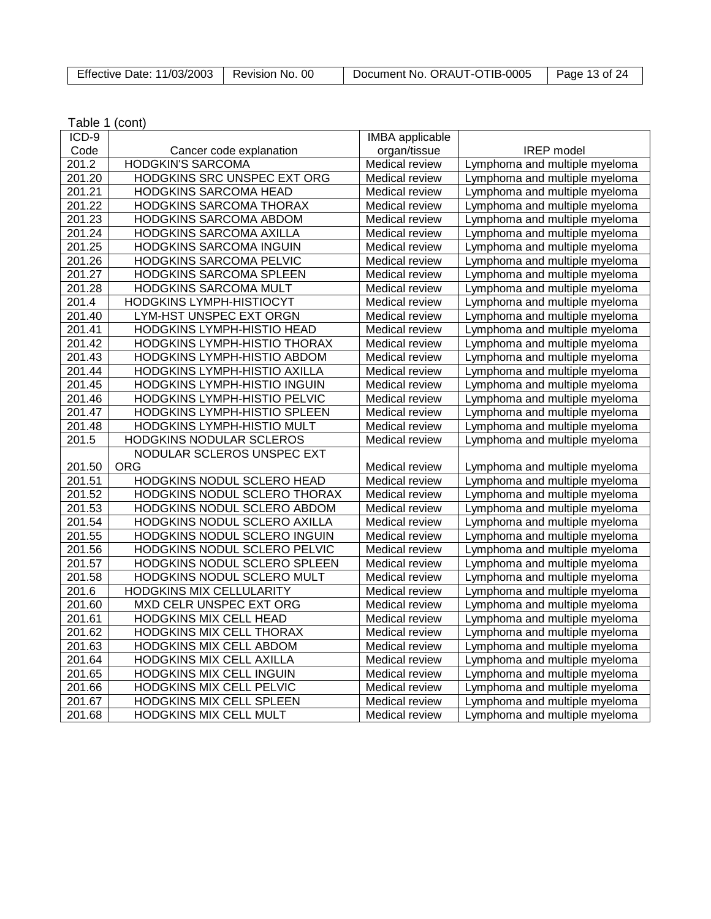Table 1 (cont)

| ICD-9 Code | Cancer code explanation | IMBA applicable organ/tissue | IREP model |
|---|---|---|---|
| 201.2 | HODGKIN'S SARCOMA | Medical review | Lymphoma and multiple myeloma |
| 201.20 | HODGKINS SRC UNSPEC EXT ORG | Medical review | Lymphoma and multiple myeloma |
| 201.21 | HODGKINS SARCOMA HEAD | Medical review | Lymphoma and multiple myeloma |
| 201.22 | HODGKINS SARCOMA THORAX | Medical review | Lymphoma and multiple myeloma |
| 201.23 | HODGKINS SARCOMA ABDOM | Medical review | Lymphoma and multiple myeloma |
| 201.24 | HODGKINS SARCOMA AXILLA | Medical review | Lymphoma and multiple myeloma |
| 201.25 | HODGKINS SARCOMA INGUIN | Medical review | Lymphoma and multiple myeloma |
| 201.26 | HODGKINS SARCOMA PELVIC | Medical review | Lymphoma and multiple myeloma |
| 201.27 | HODGKINS SARCOMA SPLEEN | Medical review | Lymphoma and multiple myeloma |
| 201.28 | HODGKINS SARCOMA MULT | Medical review | Lymphoma and multiple myeloma |
| 201.4 | HODGKINS LYMPH-HISTIOCYT | Medical review | Lymphoma and multiple myeloma |
| 201.40 | LYM-HST UNSPEC EXT ORGN | Medical review | Lymphoma and multiple myeloma |
| 201.41 | HODGKINS LYMPH-HISTIO HEAD | Medical review | Lymphoma and multiple myeloma |
| 201.42 | HODGKINS LYMPH-HISTIO THORAX | Medical review | Lymphoma and multiple myeloma |
| 201.43 | HODGKINS LYMPH-HISTIO ABDOM | Medical review | Lymphoma and multiple myeloma |
| 201.44 | HODGKINS LYMPH-HISTIO AXILLA | Medical review | Lymphoma and multiple myeloma |
| 201.45 | HODGKINS LYMPH-HISTIO INGUIN | Medical review | Lymphoma and multiple myeloma |
| 201.46 | HODGKINS LYMPH-HISTIO PELVIC | Medical review | Lymphoma and multiple myeloma |
| 201.47 | HODGKINS LYMPH-HISTIO SPLEEN | Medical review | Lymphoma and multiple myeloma |
| 201.48 | HODGKINS LYMPH-HISTIO MULT | Medical review | Lymphoma and multiple myeloma |
| 201.5 | HODGKINS NODULAR SCLEROS | Medical review | Lymphoma and multiple myeloma |
| 201.50 | NODULAR SCLEROS UNSPEC EXT ORG | Medical review | Lymphoma and multiple myeloma |
| 201.51 | HODGKINS NODUL SCLERO HEAD | Medical review | Lymphoma and multiple myeloma |
| 201.52 | HODGKINS NODUL SCLERO THORAX | Medical review | Lymphoma and multiple myeloma |
| 201.53 | HODGKINS NODUL SCLERO ABDOM | Medical review | Lymphoma and multiple myeloma |
| 201.54 | HODGKINS NODUL SCLERO AXILLA | Medical review | Lymphoma and multiple myeloma |
| 201.55 | HODGKINS NODUL SCLERO INGUIN | Medical review | Lymphoma and multiple myeloma |
| 201.56 | HODGKINS NODUL SCLERO PELVIC | Medical review | Lymphoma and multiple myeloma |
| 201.57 | HODGKINS NODUL SCLERO SPLEEN | Medical review | Lymphoma and multiple myeloma |
| 201.58 | HODGKINS NODUL SCLERO MULT | Medical review | Lymphoma and multiple myeloma |
| 201.6 | HODGKINS MIX CELLULARITY | Medical review | Lymphoma and multiple myeloma |
| 201.60 | MXD CELR UNSPEC EXT ORG | Medical review | Lymphoma and multiple myeloma |
| 201.61 | HODGKINS MIX CELL HEAD | Medical review | Lymphoma and multiple myeloma |
| 201.62 | HODGKINS MIX CELL THORAX | Medical review | Lymphoma and multiple myeloma |
| 201.63 | HODGKINS MIX CELL ABDOM | Medical review | Lymphoma and multiple myeloma |
| 201.64 | HODGKINS MIX CELL AXILLA | Medical review | Lymphoma and multiple myeloma |
| 201.65 | HODGKINS MIX CELL INGUIN | Medical review | Lymphoma and multiple myeloma |
| 201.66 | HODGKINS MIX CELL PELVIC | Medical review | Lymphoma and multiple myeloma |
| 201.67 | HODGKINS MIX CELL SPLEEN | Medical review | Lymphoma and multiple myeloma |
| 201.68 | HODGKINS MIX CELL MULT | Medical review | Lymphoma and multiple myeloma |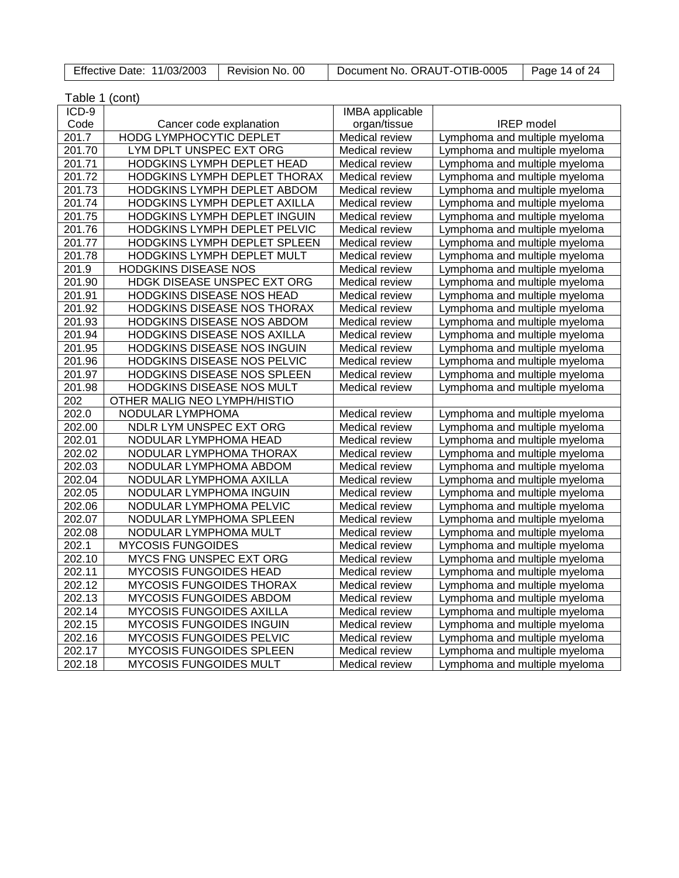Table 1 (cont)

| ICD-9 Code | Cancer code explanation | IMBA applicable organ/tissue | IREP model |
|---|---|---|---|
| 201.7 | HODG LYMPHOCYTIC DEPLET | Medical review | Lymphoma and multiple myeloma |
| 201.70 | LYM DPLT UNSPEC EXT ORG | Medical review | Lymphoma and multiple myeloma |
| 201.71 | HODGKINS LYMPH DEPLET HEAD | Medical review | Lymphoma and multiple myeloma |
| 201.72 | HODGKINS LYMPH DEPLET THORAX | Medical review | Lymphoma and multiple myeloma |
| 201.73 | HODGKINS LYMPH DEPLET ABDOM | Medical review | Lymphoma and multiple myeloma |
| 201.74 | HODGKINS LYMPH DEPLET AXILLA | Medical review | Lymphoma and multiple myeloma |
| 201.75 | HODGKINS LYMPH DEPLET INGUIN | Medical review | Lymphoma and multiple myeloma |
| 201.76 | HODGKINS LYMPH DEPLET PELVIC | Medical review | Lymphoma and multiple myeloma |
| 201.77 | HODGKINS LYMPH DEPLET SPLEEN | Medical review | Lymphoma and multiple myeloma |
| 201.78 | HODGKINS LYMPH DEPLET MULT | Medical review | Lymphoma and multiple myeloma |
| 201.9 | HODGKINS DISEASE NOS | Medical review | Lymphoma and multiple myeloma |
| 201.90 | HDGK DISEASE UNSPEC EXT ORG | Medical review | Lymphoma and multiple myeloma |
| 201.91 | HODGKINS DISEASE NOS HEAD | Medical review | Lymphoma and multiple myeloma |
| 201.92 | HODGKINS DISEASE NOS THORAX | Medical review | Lymphoma and multiple myeloma |
| 201.93 | HODGKINS DISEASE NOS ABDOM | Medical review | Lymphoma and multiple myeloma |
| 201.94 | HODGKINS DISEASE NOS AXILLA | Medical review | Lymphoma and multiple myeloma |
| 201.95 | HODGKINS DISEASE NOS INGUIN | Medical review | Lymphoma and multiple myeloma |
| 201.96 | HODGKINS DISEASE NOS PELVIC | Medical review | Lymphoma and multiple myeloma |
| 201.97 | HODGKINS DISEASE NOS SPLEEN | Medical review | Lymphoma and multiple myeloma |
| 201.98 | HODGKINS DISEASE NOS MULT | Medical review | Lymphoma and multiple myeloma |
| 202 | OTHER MALIG NEO LYMPH/HISTIO | | |
| 202.0 | NODULAR LYMPHOMA | Medical review | Lymphoma and multiple myeloma |
| 202.00 | NDLR LYM UNSPEC EXT ORG | Medical review | Lymphoma and multiple myeloma |
| 202.01 | NODULAR LYMPHOMA HEAD | Medical review | Lymphoma and multiple myeloma |
| 202.02 | NODULAR LYMPHOMA THORAX | Medical review | Lymphoma and multiple myeloma |
| 202.03 | NODULAR LYMPHOMA ABDOM | Medical review | Lymphoma and multiple myeloma |
| 202.04 | NODULAR LYMPHOMA AXILLA | Medical review | Lymphoma and multiple myeloma |
| 202.05 | NODULAR LYMPHOMA INGUIN | Medical review | Lymphoma and multiple myeloma |
| 202.06 | NODULAR LYMPHOMA PELVIC | Medical review | Lymphoma and multiple myeloma |
| 202.07 | NODULAR LYMPHOMA SPLEEN | Medical review | Lymphoma and multiple myeloma |
| 202.08 | NODULAR LYMPHOMA MULT | Medical review | Lymphoma and multiple myeloma |
| 202.1 | MYCOSIS FUNGOIDES | Medical review | Lymphoma and multiple myeloma |
| 202.10 | MYCS FNG UNSPEC EXT ORG | Medical review | Lymphoma and multiple myeloma |
| 202.11 | MYCOSIS FUNGOIDES HEAD | Medical review | Lymphoma and multiple myeloma |
| 202.12 | MYCOSIS FUNGOIDES THORAX | Medical review | Lymphoma and multiple myeloma |
| 202.13 | MYCOSIS FUNGOIDES ABDOM | Medical review | Lymphoma and multiple myeloma |
| 202.14 | MYCOSIS FUNGOIDES AXILLA | Medical review | Lymphoma and multiple myeloma |
| 202.15 | MYCOSIS FUNGOIDES INGUIN | Medical review | Lymphoma and multiple myeloma |
| 202.16 | MYCOSIS FUNGOIDES PELVIC | Medical review | Lymphoma and multiple myeloma |
| 202.17 | MYCOSIS FUNGOIDES SPLEEN | Medical review | Lymphoma and multiple myeloma |
| 202.18 | MYCOSIS FUNGOIDES MULT | Medical review | Lymphoma and multiple myeloma |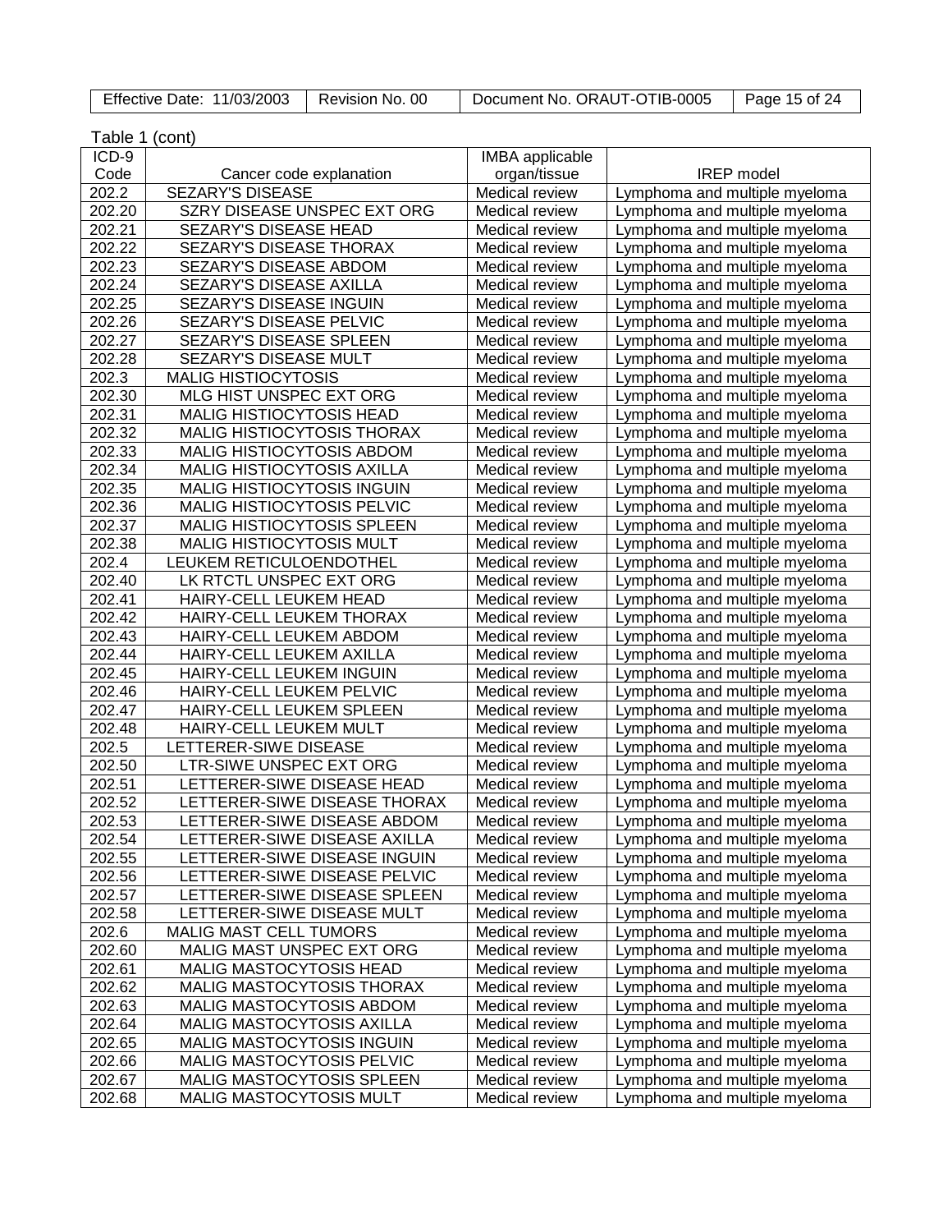Table 1 (cont)

| ICD-9 Code | Cancer code explanation | IMBA applicable organ/tissue | IREP model |
|---|---|---|---|
| 202.2 | SEZARY'S DISEASE | Medical review | Lymphoma and multiple myeloma |
| 202.20 | SZRY DISEASE UNSPEC EXT ORG | Medical review | Lymphoma and multiple myeloma |
| 202.21 | SEZARY'S DISEASE HEAD | Medical review | Lymphoma and multiple myeloma |
| 202.22 | SEZARY'S DISEASE THORAX | Medical review | Lymphoma and multiple myeloma |
| 202.23 | SEZARY'S DISEASE ABDOM | Medical review | Lymphoma and multiple myeloma |
| 202.24 | SEZARY'S DISEASE AXILLA | Medical review | Lymphoma and multiple myeloma |
| 202.25 | SEZARY'S DISEASE INGUIN | Medical review | Lymphoma and multiple myeloma |
| 202.26 | SEZARY'S DISEASE PELVIC | Medical review | Lymphoma and multiple myeloma |
| 202.27 | SEZARY'S DISEASE SPLEEN | Medical review | Lymphoma and multiple myeloma |
| 202.28 | SEZARY'S DISEASE MULT | Medical review | Lymphoma and multiple myeloma |
| 202.3 | MALIG HISTIOCYTOSIS | Medical review | Lymphoma and multiple myeloma |
| 202.30 | MLG HIST UNSPEC EXT ORG | Medical review | Lymphoma and multiple myeloma |
| 202.31 | MALIG HISTIOCYTOSIS HEAD | Medical review | Lymphoma and multiple myeloma |
| 202.32 | MALIG HISTIOCYTOSIS THORAX | Medical review | Lymphoma and multiple myeloma |
| 202.33 | MALIG HISTIOCYTOSIS ABDOM | Medical review | Lymphoma and multiple myeloma |
| 202.34 | MALIG HISTIOCYTOSIS AXILLA | Medical review | Lymphoma and multiple myeloma |
| 202.35 | MALIG HISTIOCYTOSIS INGUIN | Medical review | Lymphoma and multiple myeloma |
| 202.36 | MALIG HISTIOCYTOSIS PELVIC | Medical review | Lymphoma and multiple myeloma |
| 202.37 | MALIG HISTIOCYTOSIS SPLEEN | Medical review | Lymphoma and multiple myeloma |
| 202.38 | MALIG HISTIOCYTOSIS MULT | Medical review | Lymphoma and multiple myeloma |
| 202.4 | LEUKEM RETICULOENDOTHEL | Medical review | Lymphoma and multiple myeloma |
| 202.40 | LK RTCTL UNSPEC EXT ORG | Medical review | Lymphoma and multiple myeloma |
| 202.41 | HAIRY-CELL LEUKEM HEAD | Medical review | Lymphoma and multiple myeloma |
| 202.42 | HAIRY-CELL LEUKEM THORAX | Medical review | Lymphoma and multiple myeloma |
| 202.43 | HAIRY-CELL LEUKEM ABDOM | Medical review | Lymphoma and multiple myeloma |
| 202.44 | HAIRY-CELL LEUKEM AXILLA | Medical review | Lymphoma and multiple myeloma |
| 202.45 | HAIRY-CELL LEUKEM INGUIN | Medical review | Lymphoma and multiple myeloma |
| 202.46 | HAIRY-CELL LEUKEM PELVIC | Medical review | Lymphoma and multiple myeloma |
| 202.47 | HAIRY-CELL LEUKEM SPLEEN | Medical review | Lymphoma and multiple myeloma |
| 202.48 | HAIRY-CELL LEUKEM MULT | Medical review | Lymphoma and multiple myeloma |
| 202.5 | LETTERER-SIWE DISEASE | Medical review | Lymphoma and multiple myeloma |
| 202.50 | LTR-SIWE UNSPEC EXT ORG | Medical review | Lymphoma and multiple myeloma |
| 202.51 | LETTERER-SIWE DISEASE HEAD | Medical review | Lymphoma and multiple myeloma |
| 202.52 | LETTERER-SIWE DISEASE THORAX | Medical review | Lymphoma and multiple myeloma |
| 202.53 | LETTERER-SIWE DISEASE ABDOM | Medical review | Lymphoma and multiple myeloma |
| 202.54 | LETTERER-SIWE DISEASE AXILLA | Medical review | Lymphoma and multiple myeloma |
| 202.55 | LETTERER-SIWE DISEASE INGUIN | Medical review | Lymphoma and multiple myeloma |
| 202.56 | LETTERER-SIWE DISEASE PELVIC | Medical review | Lymphoma and multiple myeloma |
| 202.57 | LETTERER-SIWE DISEASE SPLEEN | Medical review | Lymphoma and multiple myeloma |
| 202.58 | LETTERER-SIWE DISEASE MULT | Medical review | Lymphoma and multiple myeloma |
| 202.6 | MALIG MAST CELL TUMORS | Medical review | Lymphoma and multiple myeloma |
| 202.60 | MALIG MAST UNSPEC EXT ORG | Medical review | Lymphoma and multiple myeloma |
| 202.61 | MALIG MASTOCYTOSIS HEAD | Medical review | Lymphoma and multiple myeloma |
| 202.62 | MALIG MASTOCYTOSIS THORAX | Medical review | Lymphoma and multiple myeloma |
| 202.63 | MALIG MASTOCYTOSIS ABDOM | Medical review | Lymphoma and multiple myeloma |
| 202.64 | MALIG MASTOCYTOSIS AXILLA | Medical review | Lymphoma and multiple myeloma |
| 202.65 | MALIG MASTOCYTOSIS INGUIN | Medical review | Lymphoma and multiple myeloma |
| 202.66 | MALIG MASTOCYTOSIS PELVIC | Medical review | Lymphoma and multiple myeloma |
| 202.67 | MALIG MASTOCYTOSIS SPLEEN | Medical review | Lymphoma and multiple myeloma |
| 202.68 | MALIG MASTOCYTOSIS MULT | Medical review | Lymphoma and multiple myeloma |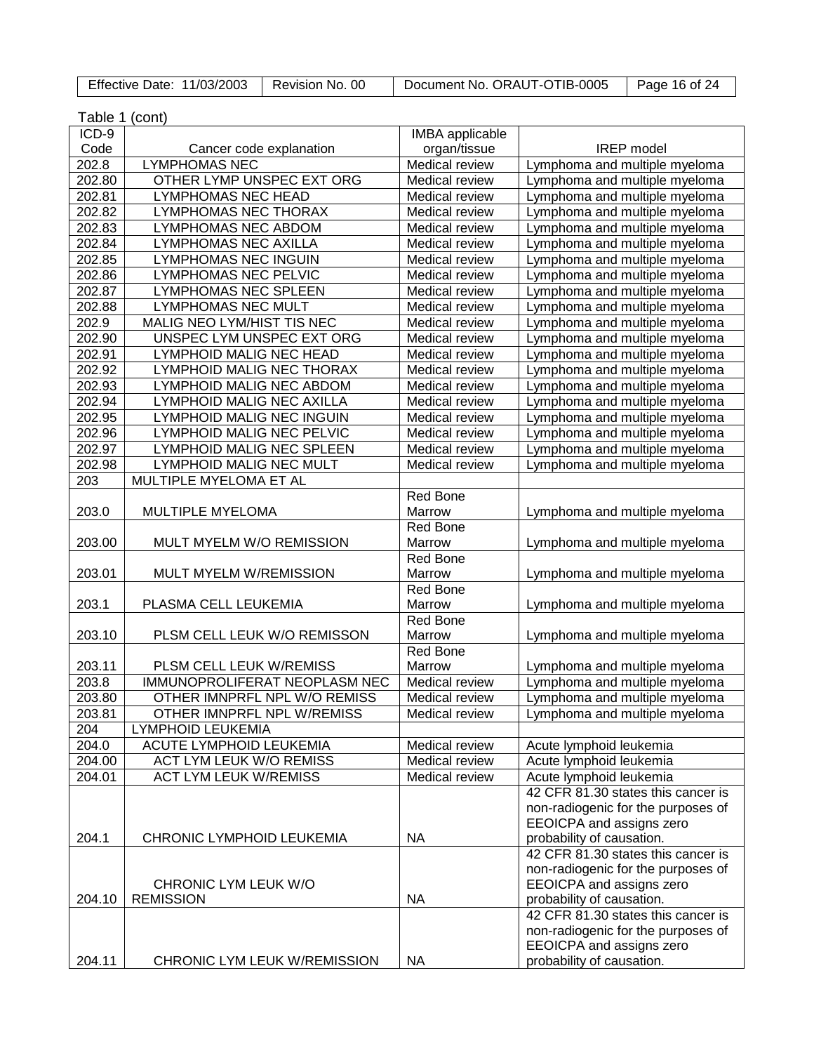Table 1 (cont)

| ICD-9 Code | Cancer code explanation | IMBA applicable organ/tissue | IREP model |
|---|---|---|---|
| 202.8 | LYMPHOMAS NEC | Medical review | Lymphoma and multiple myeloma |
| 202.80 | OTHER LYMP UNSPEC EXT ORG | Medical review | Lymphoma and multiple myeloma |
| 202.81 | LYMPHOMAS NEC HEAD | Medical review | Lymphoma and multiple myeloma |
| 202.82 | LYMPHOMAS NEC THORAX | Medical review | Lymphoma and multiple myeloma |
| 202.83 | LYMPHOMAS NEC ABDOM | Medical review | Lymphoma and multiple myeloma |
| 202.84 | LYMPHOMAS NEC AXILLA | Medical review | Lymphoma and multiple myeloma |
| 202.85 | LYMPHOMAS NEC INGUIN | Medical review | Lymphoma and multiple myeloma |
| 202.86 | LYMPHOMAS NEC PELVIC | Medical review | Lymphoma and multiple myeloma |
| 202.87 | LYMPHOMAS NEC SPLEEN | Medical review | Lymphoma and multiple myeloma |
| 202.88 | LYMPHOMAS NEC MULT | Medical review | Lymphoma and multiple myeloma |
| 202.9 | MALIG NEO LYM/HIST TIS NEC | Medical review | Lymphoma and multiple myeloma |
| 202.90 | UNSPEC LYM UNSPEC EXT ORG | Medical review | Lymphoma and multiple myeloma |
| 202.91 | LYMPHOID MALIG NEC HEAD | Medical review | Lymphoma and multiple myeloma |
| 202.92 | LYMPHOID MALIG NEC THORAX | Medical review | Lymphoma and multiple myeloma |
| 202.93 | LYMPHOID MALIG NEC ABDOM | Medical review | Lymphoma and multiple myeloma |
| 202.94 | LYMPHOID MALIG NEC AXILLA | Medical review | Lymphoma and multiple myeloma |
| 202.95 | LYMPHOID MALIG NEC INGUIN | Medical review | Lymphoma and multiple myeloma |
| 202.96 | LYMPHOID MALIG NEC PELVIC | Medical review | Lymphoma and multiple myeloma |
| 202.97 | LYMPHOID MALIG NEC SPLEEN | Medical review | Lymphoma and multiple myeloma |
| 202.98 | LYMPHOID MALIG NEC MULT | Medical review | Lymphoma and multiple myeloma |
| 203 | MULTIPLE MYELOMA ET AL | | |
| 203.0 | MULTIPLE MYELOMA | Red Bone Marrow | Lymphoma and multiple myeloma |
| 203.00 | MULT MYELM W/O REMISSION | Red Bone Marrow | Lymphoma and multiple myeloma |
| 203.01 | MULT MYELM W/REMISSION | Red Bone Marrow | Lymphoma and multiple myeloma |
| 203.1 | PLASMA CELL LEUKEMIA | Red Bone Marrow | Lymphoma and multiple myeloma |
| 203.10 | PLSM CELL LEUK W/O REMISSON | Red Bone Marrow | Lymphoma and multiple myeloma |
| 203.11 | PLSM CELL LEUK W/REMISS | Red Bone Marrow | Lymphoma and multiple myeloma |
| 203.8 | IMMUNOPROLIFERAT NEOPLASM NEC | Medical review | Lymphoma and multiple myeloma |
| 203.80 | OTHER IMNPRFL NPL W/O REMISS | Medical review | Lymphoma and multiple myeloma |
| 203.81 | OTHER IMNPRFL NPL W/REMISS | Medical review | Lymphoma and multiple myeloma |
| 204 | LYMPHOID LEUKEMIA | | |
| 204.0 | ACUTE LYMPHOID LEUKEMIA | Medical review | Acute lymphoid leukemia |
| 204.00 | ACT LYM LEUK W/O REMISS | Medical review | Acute lymphoid leukemia |
| 204.01 | ACT LYM LEUK W/REMISS | Medical review | Acute lymphoid leukemia |
| 204.1 | CHRONIC LYMPHOID LEUKEMIA | NA | 42 CFR 81.30 states this cancer is non-radiogenic for the purposes of EEOICPA and assigns zero probability of causation. |
| 204.10 | CHRONIC LYM LEUK W/O REMISSION | NA | 42 CFR 81.30 states this cancer is non-radiogenic for the purposes of EEOICPA and assigns zero probability of causation. |
| 204.11 | CHRONIC LYM LEUK W/REMISSION | NA | 42 CFR 81.30 states this cancer is non-radiogenic for the purposes of EEOICPA and assigns zero probability of causation. |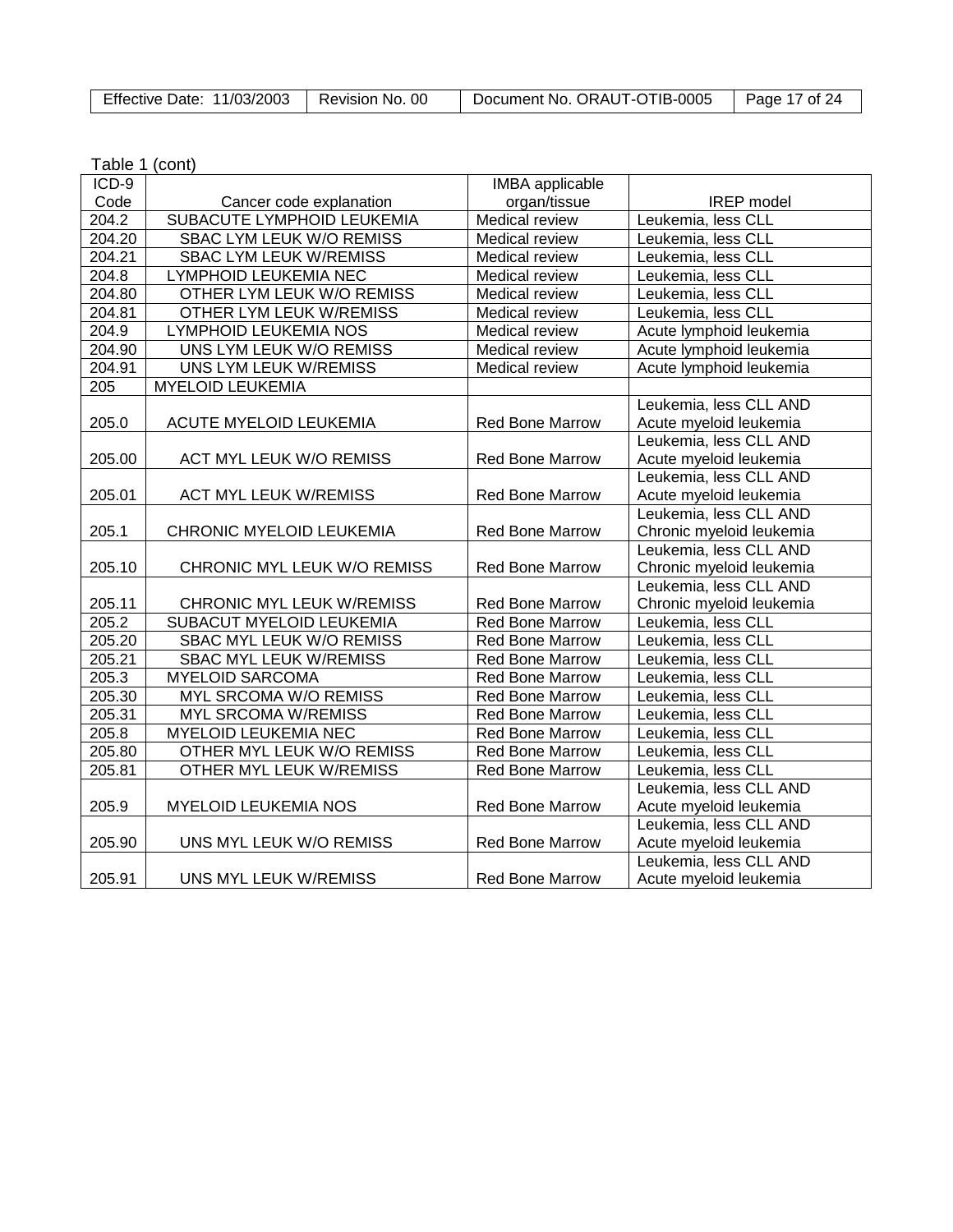Table 1 (cont)

| ICD-9 Code | Cancer code explanation | IMBA applicable organ/tissue | IREP model |
|---|---|---|---|
| 204.2 | SUBACUTE LYMPHOID LEUKEMIA | Medical review | Leukemia, less CLL |
| 204.20 | SBAC LYM LEUK W/O REMISS | Medical review | Leukemia, less CLL |
| 204.21 | SBAC LYM LEUK W/REMISS | Medical review | Leukemia, less CLL |
| 204.8 | LYMPHOID LEUKEMIA NEC | Medical review | Leukemia, less CLL |
| 204.80 | OTHER LYM LEUK W/O REMISS | Medical review | Leukemia, less CLL |
| 204.81 | OTHER LYM LEUK W/REMISS | Medical review | Leukemia, less CLL |
| 204.9 | LYMPHOID LEUKEMIA NOS | Medical review | Acute lymphoid leukemia |
| 204.90 | UNS LYM LEUK W/O REMISS | Medical review | Acute lymphoid leukemia |
| 204.91 | UNS LYM LEUK W/REMISS | Medical review | Acute lymphoid leukemia |
| 205 | MYELOID LEUKEMIA | | |
| 205.0 | ACUTE MYELOID LEUKEMIA | Red Bone Marrow | Leukemia, less CLL AND Acute myeloid leukemia |
| 205.00 | ACT MYL LEUK W/O REMISS | Red Bone Marrow | Leukemia, less CLL AND Acute myeloid leukemia |
| 205.01 | ACT MYL LEUK W/REMISS | Red Bone Marrow | Leukemia, less CLL AND Acute myeloid leukemia |
| 205.1 | CHRONIC MYELOID LEUKEMIA | Red Bone Marrow | Leukemia, less CLL AND Chronic myeloid leukemia |
| 205.10 | CHRONIC MYL LEUK W/O REMISS | Red Bone Marrow | Leukemia, less CLL AND Chronic myeloid leukemia |
| 205.11 | CHRONIC MYL LEUK W/REMISS | Red Bone Marrow | Leukemia, less CLL AND Chronic myeloid leukemia |
| 205.2 | SUBACUT MYELOID LEUKEMIA | Red Bone Marrow | Leukemia, less CLL |
| 205.20 | SBAC MYL LEUK W/O REMISS | Red Bone Marrow | Leukemia, less CLL |
| 205.21 | SBAC MYL LEUK W/REMISS | Red Bone Marrow | Leukemia, less CLL |
| 205.3 | MYELOID SARCOMA | Red Bone Marrow | Leukemia, less CLL |
| 205.30 | MYL SRCOMA W/O REMISS | Red Bone Marrow | Leukemia, less CLL |
| 205.31 | MYL SRCOMA W/REMISS | Red Bone Marrow | Leukemia, less CLL |
| 205.8 | MYELOID LEUKEMIA NEC | Red Bone Marrow | Leukemia, less CLL |
| 205.80 | OTHER MYL LEUK W/O REMISS | Red Bone Marrow | Leukemia, less CLL |
| 205.81 | OTHER MYL LEUK W/REMISS | Red Bone Marrow | Leukemia, less CLL |
| 205.9 | MYELOID LEUKEMIA NOS | Red Bone Marrow | Leukemia, less CLL AND Acute myeloid leukemia |
| 205.90 | UNS MYL LEUK W/O REMISS | Red Bone Marrow | Leukemia, less CLL AND Acute myeloid leukemia |
| 205.91 | UNS MYL LEUK W/REMISS | Red Bone Marrow | Leukemia, less CLL AND Acute myeloid leukemia |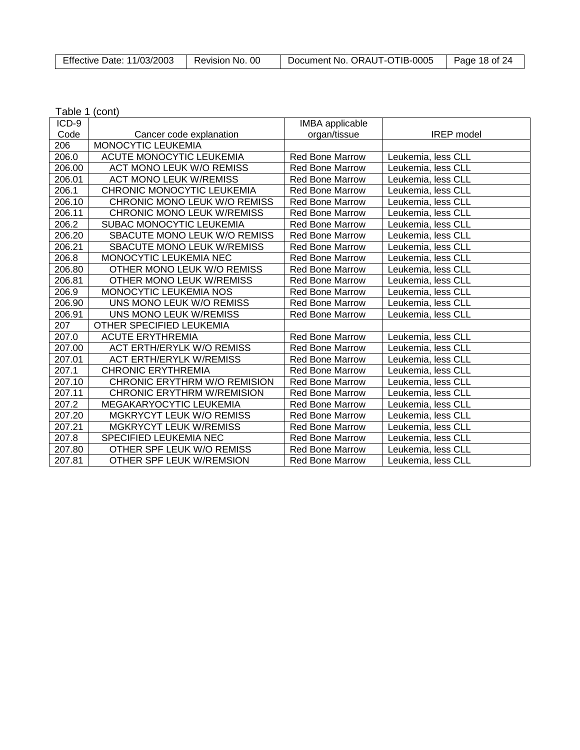Table 1 (cont)

| ICD-9 Code | Cancer code explanation | IMBA applicable organ/tissue | IREP model |
|---|---|---|---|
| 206 | MONOCYTIC LEUKEMIA | | |
| 206.0 | ACUTE MONOCYTIC LEUKEMIA | Red Bone Marrow | Leukemia, less CLL |
| 206.00 | ACT MONO LEUK W/O REMISS | Red Bone Marrow | Leukemia, less CLL |
| 206.01 | ACT MONO LEUK W/REMISS | Red Bone Marrow | Leukemia, less CLL |
| 206.1 | CHRONIC MONOCYTIC LEUKEMIA | Red Bone Marrow | Leukemia, less CLL |
| 206.10 | CHRONIC MONO LEUK W/O REMISS | Red Bone Marrow | Leukemia, less CLL |
| 206.11 | CHRONIC MONO LEUK W/REMISS | Red Bone Marrow | Leukemia, less CLL |
| 206.2 | SUBAC MONOCYTIC LEUKEMIA | Red Bone Marrow | Leukemia, less CLL |
| 206.20 | SBACUTE MONO LEUK W/O REMISS | Red Bone Marrow | Leukemia, less CLL |
| 206.21 | SBACUTE MONO LEUK W/REMISS | Red Bone Marrow | Leukemia, less CLL |
| 206.8 | MONOCYTIC LEUKEMIA NEC | Red Bone Marrow | Leukemia, less CLL |
| 206.80 | OTHER MONO LEUK W/O REMISS | Red Bone Marrow | Leukemia, less CLL |
| 206.81 | OTHER MONO LEUK W/REMISS | Red Bone Marrow | Leukemia, less CLL |
| 206.9 | MONOCYTIC LEUKEMIA NOS | Red Bone Marrow | Leukemia, less CLL |
| 206.90 | UNS MONO LEUK W/O REMISS | Red Bone Marrow | Leukemia, less CLL |
| 206.91 | UNS MONO LEUK W/REMISS | Red Bone Marrow | Leukemia, less CLL |
| 207 | OTHER SPECIFIED LEUKEMIA | | |
| 207.0 | ACUTE ERYTHREMIA | Red Bone Marrow | Leukemia, less CLL |
| 207.00 | ACT ERTH/ERYLK W/O REMISS | Red Bone Marrow | Leukemia, less CLL |
| 207.01 | ACT ERTH/ERYLK W/REMISS | Red Bone Marrow | Leukemia, less CLL |
| 207.1 | CHRONIC ERYTHREMIA | Red Bone Marrow | Leukemia, less CLL |
| 207.10 | CHRONIC ERYTHRM W/O REMISION | Red Bone Marrow | Leukemia, less CLL |
| 207.11 | CHRONIC ERYTHRM W/REMISION | Red Bone Marrow | Leukemia, less CLL |
| 207.2 | MEGAKARYOCYTIC LEUKEMIA | Red Bone Marrow | Leukemia, less CLL |
| 207.20 | MGKRYCYT LEUK W/O REMISS | Red Bone Marrow | Leukemia, less CLL |
| 207.21 | MGKRYCYT LEUK W/REMISS | Red Bone Marrow | Leukemia, less CLL |
| 207.8 | SPECIFIED LEUKEMIA NEC | Red Bone Marrow | Leukemia, less CLL |
| 207.80 | OTHER SPF LEUK W/O REMISS | Red Bone Marrow | Leukemia, less CLL |
| 207.81 | OTHER SPF LEUK W/REMSION | Red Bone Marrow | Leukemia, less CLL |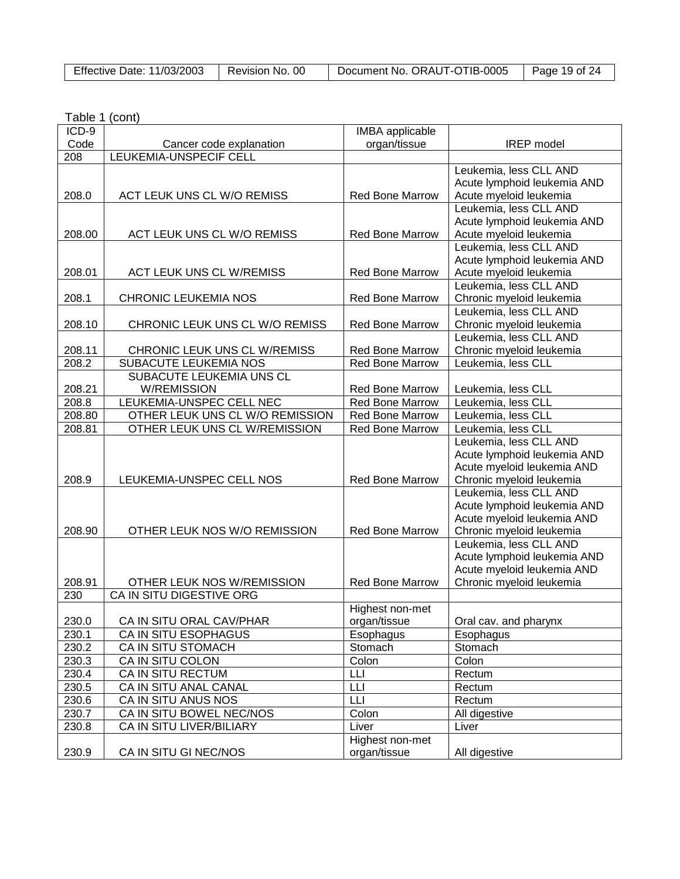Table 1 (cont)

| ICD-9 Code | Cancer code explanation | IMBA applicable organ/tissue | IREP model |
|---|---|---|---|
| 208 | LEUKEMIA-UNSPECIF CELL | | |
| 208.0 | ACT LEUK UNS CL W/O REMISS | Red Bone Marrow | Leukemia, less CLL AND Acute lymphoid leukemia AND Acute myeloid leukemia |
| 208.00 | ACT LEUK UNS CL W/O REMISS | Red Bone Marrow | Leukemia, less CLL AND Acute lymphoid leukemia AND Acute myeloid leukemia |
| 208.01 | ACT LEUK UNS CL W/REMISS | Red Bone Marrow | Leukemia, less CLL AND Acute lymphoid leukemia AND Acute myeloid leukemia |
| 208.1 | CHRONIC LEUKEMIA NOS | Red Bone Marrow | Leukemia, less CLL AND Chronic myeloid leukemia |
| 208.10 | CHRONIC LEUK UNS CL W/O REMISS | Red Bone Marrow | Leukemia, less CLL AND Chronic myeloid leukemia |
| 208.11 | CHRONIC LEUK UNS CL W/REMISS | Red Bone Marrow | Leukemia, less CLL AND Chronic myeloid leukemia |
| 208.2 | SUBACUTE LEUKEMIA NOS | Red Bone Marrow | Leukemia, less CLL |
| 208.21 | SUBACUTE LEUKEMIA UNS CL W/REMISSION | Red Bone Marrow | Leukemia, less CLL |
| 208.8 | LEUKEMIA-UNSPEC CELL NEC | Red Bone Marrow | Leukemia, less CLL |
| 208.80 | OTHER LEUK UNS CL W/O REMISSION | Red Bone Marrow | Leukemia, less CLL |
| 208.81 | OTHER LEUK UNS CL W/REMISSION | Red Bone Marrow | Leukemia, less CLL |
| 208.9 | LEUKEMIA-UNSPEC CELL NOS | Red Bone Marrow | Leukemia, less CLL AND Acute lymphoid leukemia AND Acute myeloid leukemia AND Chronic myeloid leukemia |
| 208.90 | OTHER LEUK NOS W/O REMISSION | Red Bone Marrow | Leukemia, less CLL AND Acute lymphoid leukemia AND Acute myeloid leukemia AND Chronic myeloid leukemia |
| 208.91 | OTHER LEUK NOS W/REMISSION | Red Bone Marrow | Leukemia, less CLL AND Acute lymphoid leukemia AND Acute myeloid leukemia AND Chronic myeloid leukemia |
| 230 | CA IN SITU DIGESTIVE ORG | | |
| 230.0 | CA IN SITU ORAL CAV/PHAR | Highest non-met organ/tissue | Oral cav. and pharynx |
| 230.1 | CA IN SITU ESOPHAGUS | Esophagus | Esophagus |
| 230.2 | CA IN SITU STOMACH | Stomach | Stomach |
| 230.3 | CA IN SITU COLON | Colon | Colon |
| 230.4 | CA IN SITU RECTUM | LLI | Rectum |
| 230.5 | CA IN SITU ANAL CANAL | LLI | Rectum |
| 230.6 | CA IN SITU ANUS NOS | LLI | Rectum |
| 230.7 | CA IN SITU BOWEL NEC/NOS | Colon | All digestive |
| 230.8 | CA IN SITU LIVER/BILIARY | Liver | Liver |
| 230.9 | CA IN SITU GI NEC/NOS | Highest non-met organ/tissue | All digestive |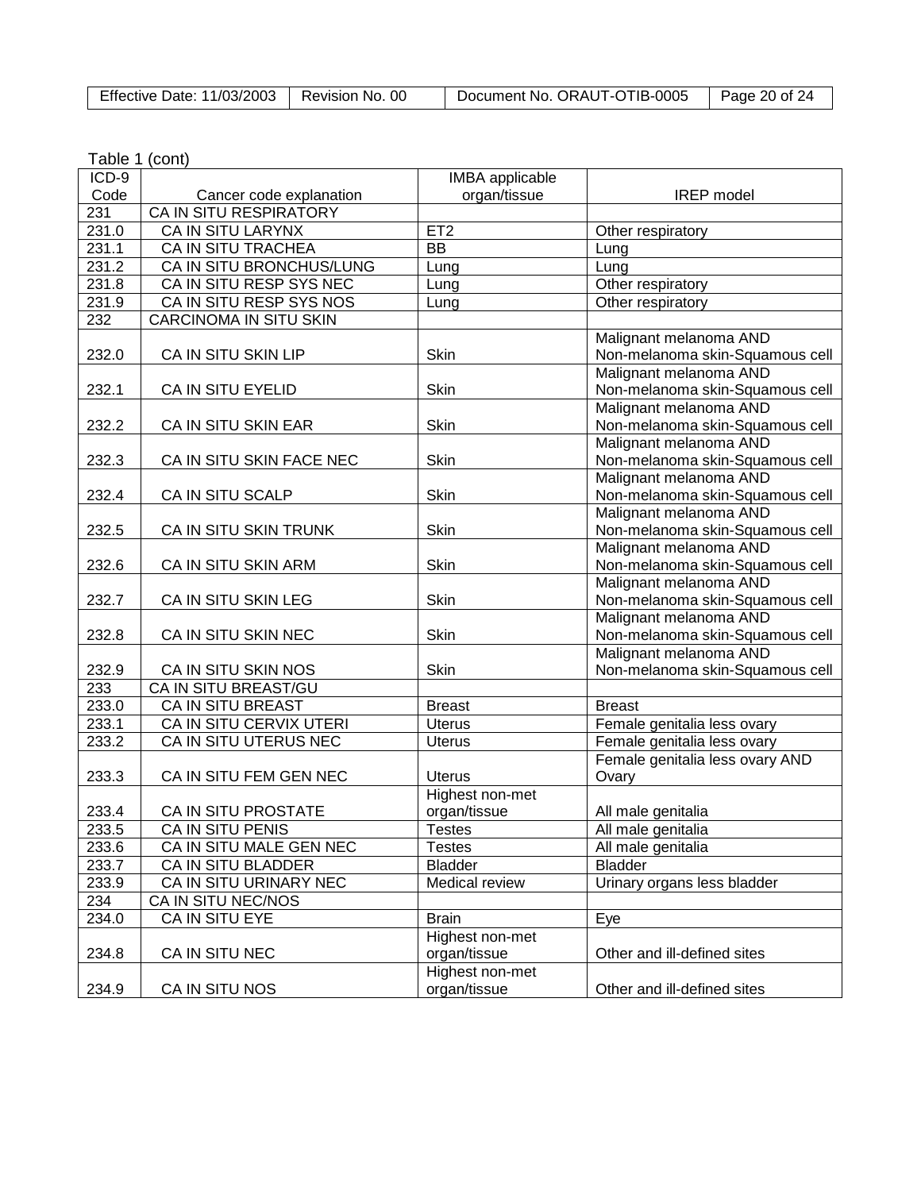Table 1 (cont)

| ICD-9 Code | Cancer code explanation | IMBA applicable organ/tissue | IREP model |
|---|---|---|---|
| 231 | CA IN SITU RESPIRATORY | | |
| 231.0 | CA IN SITU LARYNX | ET2 | Other respiratory |
| 231.1 | CA IN SITU TRACHEA | BB | Lung |
| 231.2 | CA IN SITU BRONCHUS/LUNG | Lung | Lung |
| 231.8 | CA IN SITU RESP SYS NEC | Lung | Other respiratory |
| 231.9 | CA IN SITU RESP SYS NOS | Lung | Other respiratory |
| 232 | CARCINOMA IN SITU SKIN | | |
| 232.0 | CA IN SITU SKIN LIP | Skin | Malignant melanoma AND Non-melanoma skin-Squamous cell |
| 232.1 | CA IN SITU EYELID | Skin | Malignant melanoma AND Non-melanoma skin-Squamous cell |
| 232.2 | CA IN SITU SKIN EAR | Skin | Malignant melanoma AND Non-melanoma skin-Squamous cell |
| 232.3 | CA IN SITU SKIN FACE NEC | Skin | Malignant melanoma AND Non-melanoma skin-Squamous cell |
| 232.4 | CA IN SITU SCALP | Skin | Malignant melanoma AND Non-melanoma skin-Squamous cell |
| 232.5 | CA IN SITU SKIN TRUNK | Skin | Malignant melanoma AND Non-melanoma skin-Squamous cell |
| 232.6 | CA IN SITU SKIN ARM | Skin | Malignant melanoma AND Non-melanoma skin-Squamous cell |
| 232.7 | CA IN SITU SKIN LEG | Skin | Malignant melanoma AND Non-melanoma skin-Squamous cell |
| 232.8 | CA IN SITU SKIN NEC | Skin | Malignant melanoma AND Non-melanoma skin-Squamous cell |
| 232.9 | CA IN SITU SKIN NOS | Skin | Malignant melanoma AND Non-melanoma skin-Squamous cell |
| 233 | CA IN SITU BREAST/GU | | |
| 233.0 | CA IN SITU BREAST | Breast | Breast |
| 233.1 | CA IN SITU CERVIX UTERI | Uterus | Female genitalia less ovary |
| 233.2 | CA IN SITU UTERUS NEC | Uterus | Female genitalia less ovary |
| 233.3 | CA IN SITU FEM GEN NEC | Uterus | Female genitalia less ovary AND Ovary |
| 233.4 | CA IN SITU PROSTATE | Highest non-met organ/tissue | All male genitalia |
| 233.5 | CA IN SITU PENIS | Testes | All male genitalia |
| 233.6 | CA IN SITU MALE GEN NEC | Testes | All male genitalia |
| 233.7 | CA IN SITU BLADDER | Bladder | Bladder |
| 233.9 | CA IN SITU URINARY NEC | Medical review | Urinary organs less bladder |
| 234 | CA IN SITU NEC/NOS | | |
| 234.0 | CA IN SITU EYE | Brain | Eye |
| 234.8 | CA IN SITU NEC | Highest non-met organ/tissue | Other and ill-defined sites |
| 234.9 | CA IN SITU NOS | Highest non-met organ/tissue | Other and ill-defined sites |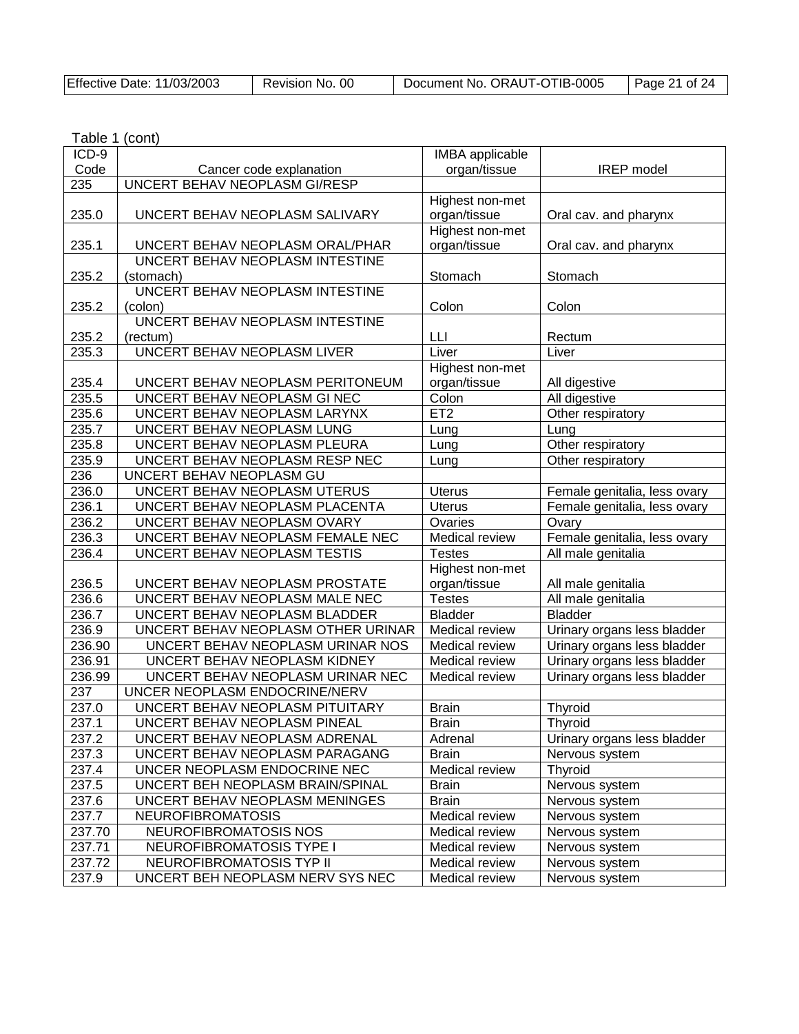Table 1 (cont)

| ICD-9 Code | Cancer code explanation | IMBA applicable organ/tissue | IREP model |
|---|---|---|---|
| 235 | UNCERT BEHAV NEOPLASM GI/RESP | | |
| 235.0 | UNCERT BEHAV NEOPLASM SALIVARY | Highest non-met organ/tissue | Oral cav. and pharynx |
| 235.1 | UNCERT BEHAV NEOPLASM ORAL/PHAR | Highest non-met organ/tissue | Oral cav. and pharynx |
| 235.2 | UNCERT BEHAV NEOPLASM INTESTINE (stomach) | Stomach | Stomach |
| 235.2 | UNCERT BEHAV NEOPLASM INTESTINE (colon) | Colon | Colon |
| 235.2 | UNCERT BEHAV NEOPLASM INTESTINE (rectum) | LLI | Rectum |
| 235.3 | UNCERT BEHAV NEOPLASM LIVER | Liver | Liver |
| 235.4 | UNCERT BEHAV NEOPLASM PERITONEUM | Highest non-met organ/tissue | All digestive |
| 235.5 | UNCERT BEHAV NEOPLASM GI NEC | Colon | All digestive |
| 235.6 | UNCERT BEHAV NEOPLASM LARYNX | ET2 | Other respiratory |
| 235.7 | UNCERT BEHAV NEOPLASM LUNG | Lung | Lung |
| 235.8 | UNCERT BEHAV NEOPLASM PLEURA | Lung | Other respiratory |
| 235.9 | UNCERT BEHAV NEOPLASM RESP NEC | Lung | Other respiratory |
| 236 | UNCERT BEHAV NEOPLASM GU | | |
| 236.0 | UNCERT BEHAV NEOPLASM UTERUS | Uterus | Female genitalia, less ovary |
| 236.1 | UNCERT BEHAV NEOPLASM PLACENTA | Uterus | Female genitalia, less ovary |
| 236.2 | UNCERT BEHAV NEOPLASM OVARY | Ovaries | Ovary |
| 236.3 | UNCERT BEHAV NEOPLASM FEMALE NEC | Medical review | Female genitalia, less ovary |
| 236.4 | UNCERT BEHAV NEOPLASM TESTIS | Testes | All male genitalia |
| 236.5 | UNCERT BEHAV NEOPLASM PROSTATE | Highest non-met organ/tissue | All male genitalia |
| 236.6 | UNCERT BEHAV NEOPLASM MALE NEC | Testes | All male genitalia |
| 236.7 | UNCERT BEHAV NEOPLASM BLADDER | Bladder | Bladder |
| 236.9 | UNCERT BEHAV NEOPLASM OTHER URINAR | Medical review | Urinary organs less bladder |
| 236.90 | UNCERT BEHAV NEOPLASM URINAR NOS | Medical review | Urinary organs less bladder |
| 236.91 | UNCERT BEHAV NEOPLASM KIDNEY | Medical review | Urinary organs less bladder |
| 236.99 | UNCERT BEHAV NEOPLASM URINAR NEC | Medical review | Urinary organs less bladder |
| 237 | UNCER NEOPLASM ENDOCRINE/NERV | | |
| 237.0 | UNCERT BEHAV NEOPLASM PITUITARY | Brain | Thyroid |
| 237.1 | UNCERT BEHAV NEOPLASM PINEAL | Brain | Thyroid |
| 237.2 | UNCERT BEHAV NEOPLASM ADRENAL | Adrenal | Urinary organs less bladder |
| 237.3 | UNCERT BEHAV NEOPLASM PARAGANG | Brain | Nervous system |
| 237.4 | UNCER NEOPLASM ENDOCRINE NEC | Medical review | Thyroid |
| 237.5 | UNCERT BEH NEOPLASM BRAIN/SPINAL | Brain | Nervous system |
| 237.6 | UNCERT BEHAV NEOPLASM MENINGES | Brain | Nervous system |
| 237.7 | NEUROFIBROMATOSIS | Medical review | Nervous system |
| 237.70 | NEUROFIBROMATOSIS NOS | Medical review | Nervous system |
| 237.71 | NEUROFIBROMATOSIS TYPE I | Medical review | Nervous system |
| 237.72 | NEUROFIBROMATOSIS TYP II | Medical review | Nervous system |
| 237.9 | UNCERT BEH NEOPLASM NERV SYS NEC | Medical review | Nervous system |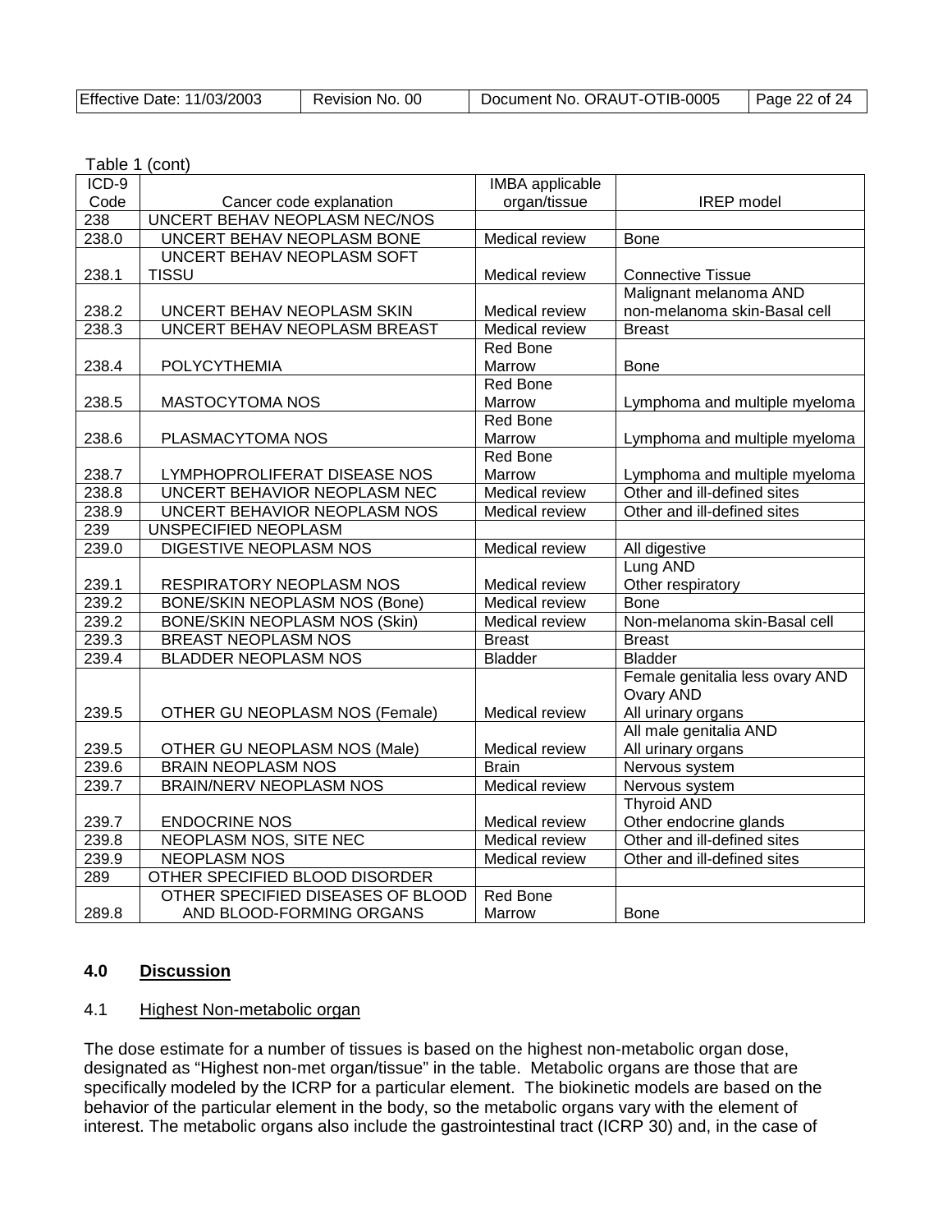Table 1 (cont)

| ICD-9 Code | Cancer code explanation | IMBA applicable organ/tissue | IREP model |
|---|---|---|---|
| 238 | UNCERT BEHAV NEOPLASM NEC/NOS | | |
| 238.0 | UNCERT BEHAV NEOPLASM BONE | Medical review | Bone |
| 238.1 | UNCERT BEHAV NEOPLASM SOFT TISSU | Medical review | Connective Tissue |
| 238.2 | UNCERT BEHAV NEOPLASM SKIN | Medical review | Malignant melanoma AND non-melanoma skin-Basal cell |
| 238.3 | UNCERT BEHAV NEOPLASM BREAST | Medical review | Breast |
| 238.4 | POLYCYTHEMIA | Red Bone Marrow | Bone |
| 238.5 | MASTOCYTOMA NOS | Red Bone Marrow | Lymphoma and multiple myeloma |
| 238.6 | PLASMACYTOMA NOS | Red Bone Marrow | Lymphoma and multiple myeloma |
| 238.7 | LYMPHOPROLIFERAT DISEASE NOS | Red Bone Marrow | Lymphoma and multiple myeloma |
| 238.8 | UNCERT BEHAVIOR NEOPLASM NEC | Medical review | Other and ill-defined sites |
| 238.9 | UNCERT BEHAVIOR NEOPLASM NOS | Medical review | Other and ill-defined sites |
| 239 | UNSPECIFIED NEOPLASM | | |
| 239.0 | DIGESTIVE NEOPLASM NOS | Medical review | All digestive |
| 239.1 | RESPIRATORY NEOPLASM NOS | Medical review | Lung AND Other respiratory |
| 239.2 | BONE/SKIN NEOPLASM NOS (Bone) | Medical review | Bone |
| 239.2 | BONE/SKIN NEOPLASM NOS (Skin) | Medical review | Non-melanoma skin-Basal cell |
| 239.3 | BREAST NEOPLASM NOS | Breast | Breast |
| 239.4 | BLADDER NEOPLASM NOS | Bladder | Bladder |
| 239.5 | OTHER GU NEOPLASM NOS (Female) | Medical review | Female genitalia less ovary AND Ovary AND All urinary organs |
| 239.5 | OTHER GU NEOPLASM NOS (Male) | Medical review | All male genitalia AND All urinary organs |
| 239.6 | BRAIN NEOPLASM NOS | Brain | Nervous system |
| 239.7 | BRAIN/NERV NEOPLASM NOS | Medical review | Nervous system |
| 239.7 | ENDOCRINE NOS | Medical review | Thyroid AND Other endocrine glands |
| 239.8 | NEOPLASM NOS, SITE NEC | Medical review | Other and ill-defined sites |
| 239.9 | NEOPLASM NOS | Medical review | Other and ill-defined sites |
| 289 | OTHER SPECIFIED BLOOD DISORDER | | |
| 289.8 | OTHER SPECIFIED DISEASES OF BLOOD AND BLOOD-FORMING ORGANS | Red Bone Marrow | Bone |

## 4.0 Discussion

### 4.1 Highest Non-metabolic organ

The dose estimate for a number of tissues is based on the highest non-metabolic organ dose, designated as "Highest non-met organ/tissue" in the table. Metabolic organs are those that are specifically modeled by the ICRP for a particular element. The biokinetic models are based on the behavior of the particular element in the body, so the metabolic organs vary with the element of interest. The metabolic organs also include the gastrointestinal tract (ICRP 30) and, in the case of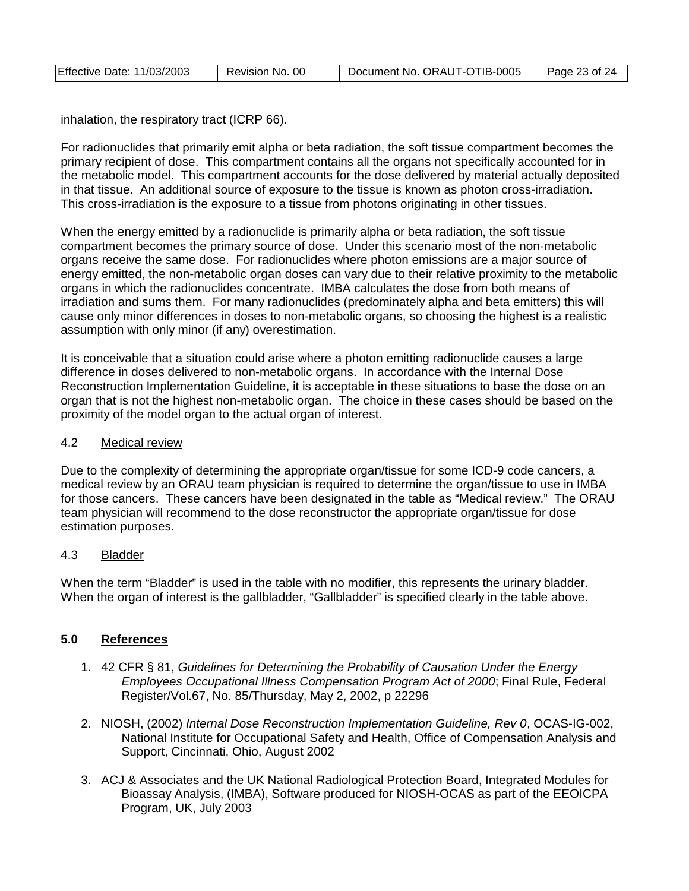inhalation, the respiratory tract (ICRP 66).

For radionuclides that primarily emit alpha or beta radiation, the soft tissue compartment becomes the primary recipient of dose. This compartment contains all the organs not specifically accounted for in the metabolic model. This compartment accounts for the dose delivered by material actually deposited in that tissue. An additional source of exposure to the tissue is known as photon cross-irradiation. This cross-irradiation is the exposure to a tissue from photons originating in other tissues.

When the energy emitted by a radionuclide is primarily alpha or beta radiation, the soft tissue compartment becomes the primary source of dose. Under this scenario most of the non-metabolic organs receive the same dose. For radionuclides where photon emissions are a major source of energy emitted, the non-metabolic organ doses can vary due to their relative proximity to the metabolic organs in which the radionuclides concentrate. IMBA calculates the dose from both means of irradiation and sums them. For many radionuclides (predominately alpha and beta emitters) this will cause only minor differences in doses to non-metabolic organs, so choosing the highest is a realistic assumption with only minor (if any) overestimation.

It is conceivable that a situation could arise where a photon emitting radionuclide causes a large difference in doses delivered to non-metabolic organs. In accordance with the Internal Dose Reconstruction Implementation Guideline, it is acceptable in these situations to base the dose on an organ that is not the highest non-metabolic organ. The choice in these cases should be based on the proximity of the model organ to the actual organ of interest.

### 4.2 Medical review

Due to the complexity of determining the appropriate organ/tissue for some ICD-9 code cancers, a medical review by an ORAU team physician is required to determine the organ/tissue to use in IMBA for those cancers. These cancers have been designated in the table as “Medical review.” The ORAU team physician will recommend to the dose reconstructor the appropriate organ/tissue for dose estimation purposes.

### 4.3 Bladder

When the term “Bladder” is used in the table with no modifier, this represents the urinary bladder. When the organ of interest is the gallbladder, “Gallbladder” is specified clearly in the table above.

## 5.0 References

1. 42 CFR § 81, *Guidelines for Determining the Probability of Causation Under the Energy Employees Occupational Illness Compensation Program Act of 2000*; Final Rule, Federal Register/Vol.67, No. 85/Thursday, May 2, 2002, p 22296

2. NIOSH, (2002) *Internal Dose Reconstruction Implementation Guideline, Rev 0*, OCAS-IG-002, National Institute for Occupational Safety and Health, Office of Compensation Analysis and Support, Cincinnati, Ohio, August 2002

3. ACJ & Associates and the UK National Radiological Protection Board, Integrated Modules for Bioassay Analysis, (IMBA), Software produced for NIOSH-OCAS as part of the EEOICPA Program, UK, July 2003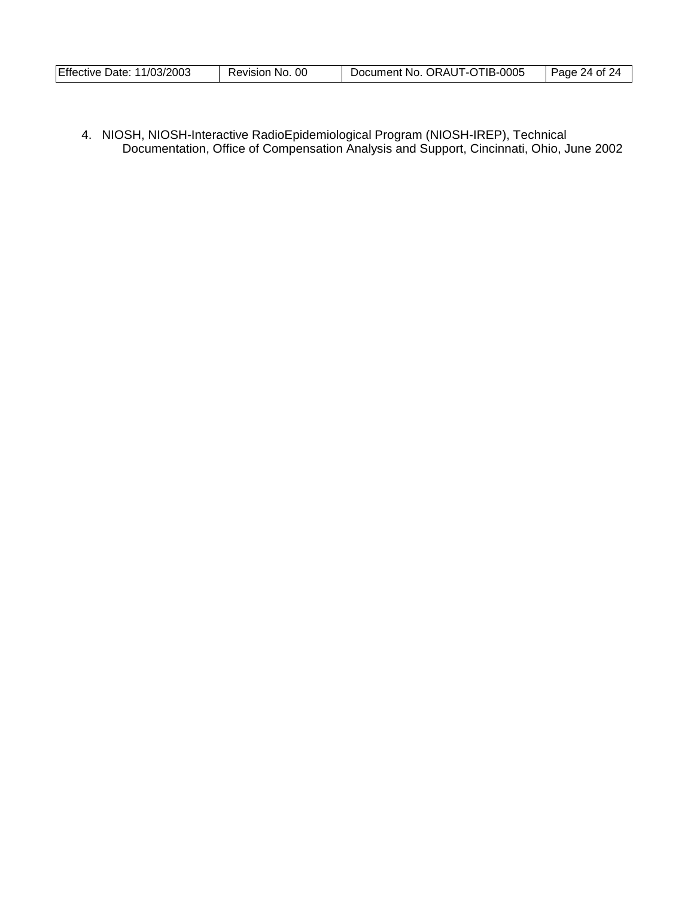4. NIOSH, NIOSH-Interactive RadioEpidemiological Program (NIOSH-IREP), Technical Documentation, Office of Compensation Analysis and Support, Cincinnati, Ohio, June 2002